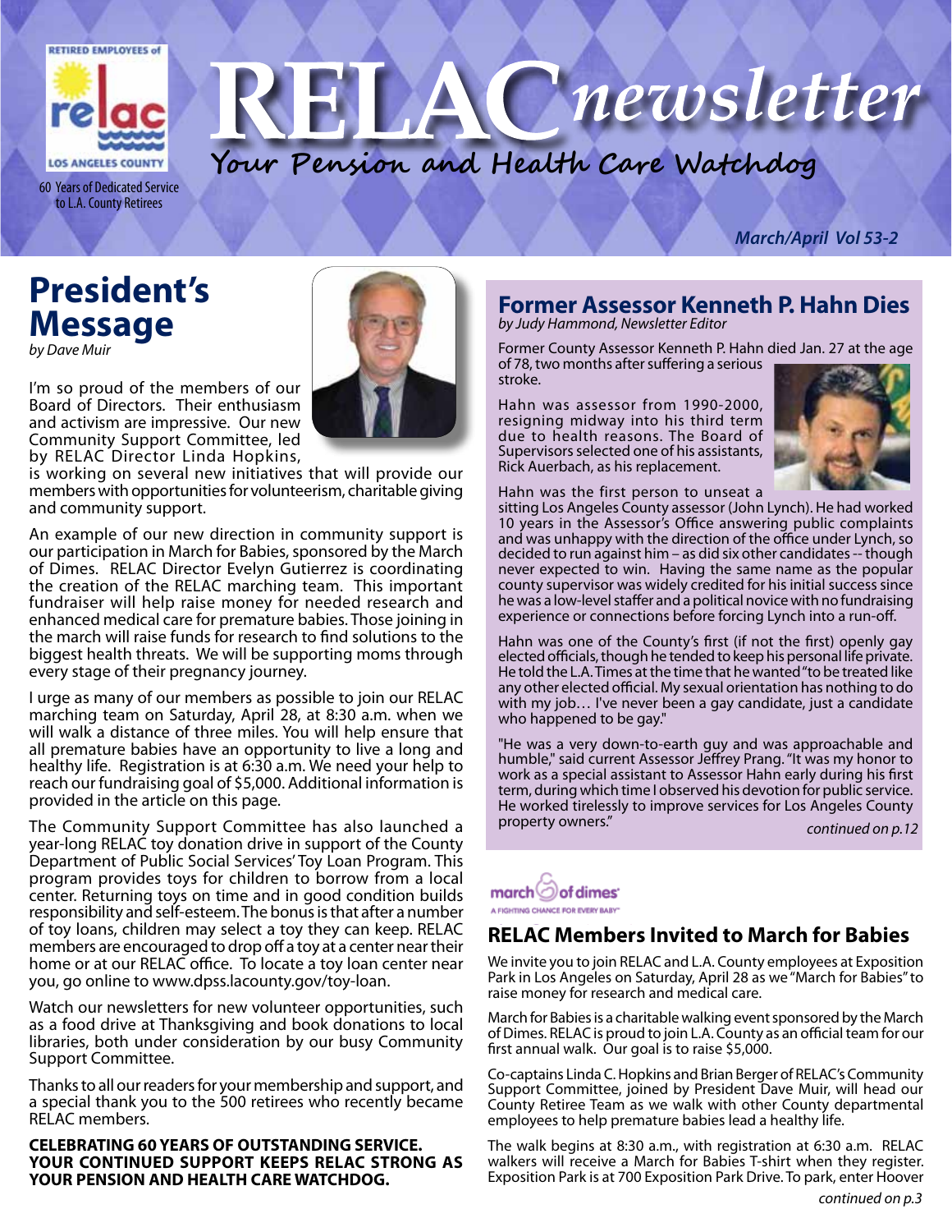RETIRED EMPLOYEES of relac LOS ANGELES COUNTY

60 Years of Dedicated Service to L.A. County Retirees

# RELAC newsletter

**Your Pension and Health Care Watchdog**

*March/April Vol 53-2*

## President's Message

*by Dave Muir*

I'm so proud of the members of our Board of Directors. Their enthusiasm and activism are impressive. Our new Community Support Committee, led by RELAC Director Linda Hopkins, is working on several new initiatives that will provide our members with opportunities for volunteerism, charitable giving and community support.

An example of our new direction in community support is our participation in March for Babies, sponsored by the March of Dimes. RELAC Director Evelyn Gutierrez is coordinating the creation of the RELAC marching team. This important fundraiser will help raise money for needed research and enhanced medical care for premature babies. Those joining in the march will raise funds for research to find solutions to the biggest health threats. We will be supporting moms through every stage of their pregnancy journey.

I urge as many of our members as possible to join our RELAC marching team on Saturday, April 28, at 8:30 a.m. when we will walk a distance of three miles. You will help ensure that all premature babies have an opportunity to live a long and healthy life. Registration is at 6:30 a.m. We need your help to reach our fundraising goal of $5,000. Additional information is provided in the article on this page.

The Community Support Committee has also launched a year-long RELAC toy donation drive in support of the County Department of Public Social Services' Toy Loan Program. This program provides toys for children to borrow from a local center. Returning toys on time and in good condition builds responsibility and self-esteem. The bonus is that after a number of toy loans, children may select a toy they can keep. RELAC members are encouraged to drop off a toy at a center near their home or at our RELAC office. To locate a toy loan center near you, go online to www.dpss.lacounty.gov/toy-loan.

Watch our newsletters for new volunteer opportunities, such as a food drive at Thanksgiving and book donations to local libraries, both under consideration by our busy Community Support Committee.

Thanks to all our readers for your membership and support, and a special thank you to the 500 retirees who recently became RELAC members.

**CELEBRATING 60 YEARS OF OUTSTANDING SERVICE. YOUR CONTINUED SUPPORT KEEPS RELAC STRONG AS YOUR PENSION AND HEALTH CARE WATCHDOG.**

## Former Assessor Kenneth P. Hahn Dies

*by Judy Hammond, Newsletter Editor*

Former County Assessor Kenneth P. Hahn died Jan. 27 at the age of 78, two months after suffering a serious stroke.

Hahn was assessor from 1990-2000, resigning midway into his third term due to health reasons. The Board of Supervisors selected one of his assistants, Rick Auerbach, as his replacement.

Hahn was the first person to unseat a sitting Los Angeles County assessor (John Lynch). He had worked 10 years in the Assessor's Office answering public complaints and was unhappy with the direction of the office under Lynch, so decided to run against him – as did six other candidates -- though never expected to win. Having the same name as the popular county supervisor was widely credited for his initial success since he was a low-level staffer and a political novice with no fundraising experience or connections before forcing Lynch into a run-off.

Hahn was one of the County's first (if not the first) openly gay elected officials, though he tended to keep his personal life private. He told the L.A. Times at the time that he wanted "to be treated like any other elected official. My sexual orientation has nothing to do with my job… I've never been a gay candidate, just a candidate who happened to be gay."

"He was a very down-to-earth guy and was approachable and humble," said current Assessor Jeffrey Prang. "It was my honor to work as a special assistant to Assessor Hahn early during his first term, during which time I observed his devotion for public service. He worked tirelessly to improve services for Los Angeles County property owners."

*continued on p.12*

march of dimes
A FIGHTING CHANCE FOR EVERY BABY

## RELAC Members Invited to March for Babies

We invite you to join RELAC and L.A. County employees at Exposition Park in Los Angeles on Saturday, April 28 as we "March for Babies" to raise money for research and medical care.

March for Babies is a charitable walking event sponsored by the March of Dimes. RELAC is proud to join L.A. County as an official team for our first annual walk. Our goal is to raise $5,000.

Co-captains Linda C. Hopkins and Brian Berger of RELAC's Community Support Committee, joined by President Dave Muir, will head our County Retiree Team as we walk with other County departmental employees to help premature babies lead a healthy life.

The walk begins at 8:30 a.m., with registration at 6:30 a.m. RELAC walkers will receive a March for Babies T-shirt when they register. Exposition Park is at 700 Exposition Park Drive. To park, enter Hoover

*continued on p.3*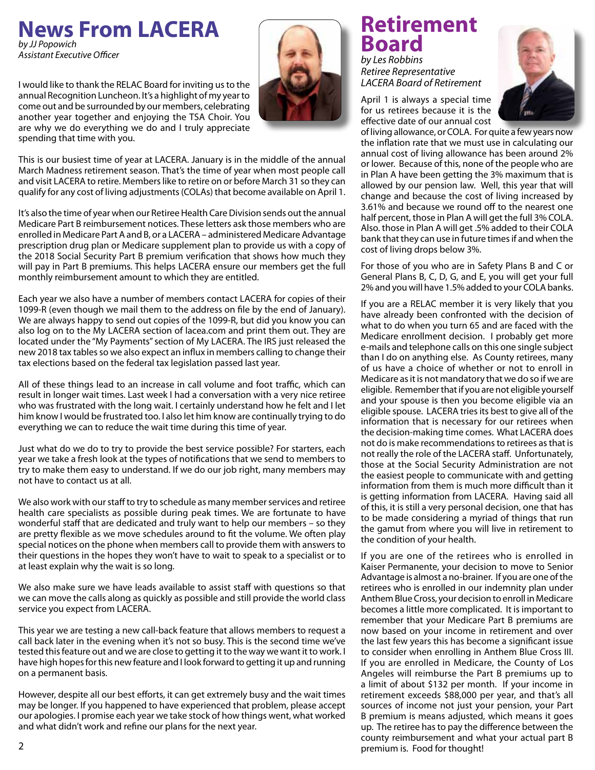# News From LACERA

*by JJ Popowich*
*Assistant Executive Officer*

I would like to thank the RELAC Board for inviting us to the annual Recognition Luncheon. It's a highlight of my year to come out and be surrounded by our members, celebrating another year together and enjoying the TSA Choir. You are why we do everything we do and I truly appreciate spending that time with you.

This is our busiest time of year at LACERA. January is in the middle of the annual March Madness retirement season. That's the time of year when most people call and visit LACERA to retire. Members like to retire on or before March 31 so they can qualify for any cost of living adjustments (COLAs) that become available on April 1.

It's also the time of year when our Retiree Health Care Division sends out the annual Medicare Part B reimbursement notices. These letters ask those members who are enrolled in Medicare Part A and B, or a LACERA – administered Medicare Advantage prescription drug plan or Medicare supplement plan to provide us with a copy of the 2018 Social Security Part B premium verification that shows how much they will pay in Part B premiums. This helps LACERA ensure our members get the full monthly reimbursement amount to which they are entitled.

Each year we also have a number of members contact LACERA for copies of their 1099-R (even though we mail them to the address on file by the end of January). We are always happy to send out copies of the 1099-R, but did you know you can also log on to the My LACERA section of lacea.com and print them out. They are located under the "My Payments" section of My LACERA. The IRS just released the new 2018 tax tables so we also expect an influx in members calling to change their tax elections based on the federal tax legislation passed last year.

All of these things lead to an increase in call volume and foot traffic, which can result in longer wait times. Last week I had a conversation with a very nice retiree who was frustrated with the long wait. I certainly understand how he felt and I let him know I would be frustrated too. I also let him know are continually trying to do everything we can to reduce the wait time during this time of year.

Just what do we do to try to provide the best service possible? For starters, each year we take a fresh look at the types of notifications that we send to members to try to make them easy to understand. If we do our job right, many members may not have to contact us at all.

We also work with our staff to try to schedule as many member services and retiree health care specialists as possible during peak times. We are fortunate to have wonderful staff that are dedicated and truly want to help our members – so they are pretty flexible as we move schedules around to fit the volume. We often play special notices on the phone when members call to provide them with answers to their questions in the hopes they won't have to wait to speak to a specialist or to at least explain why the wait is so long.

We also make sure we have leads available to assist staff with questions so that we can move the calls along as quickly as possible and still provide the world class service you expect from LACERA.

This year we are testing a new call-back feature that allows members to request a call back later in the evening when it's not so busy. This is the second time we've tested this feature out and we are close to getting it to the way we want it to work. I have high hopes for this new feature and I look forward to getting it up and running on a permanent basis.

However, despite all our best efforts, it can get extremely busy and the wait times may be longer. If you happened to have experienced that problem, please accept our apologies. I promise each year we take stock of how things went, what worked and what didn't work and refine our plans for the next year.

# Retirement Board

*by Les Robbins*
*Retiree Representative*
*LACERA Board of Retirement*

April 1 is always a special time for us retirees because it is the effective date of our annual cost of living allowance, or COLA. For quite a few years now the inflation rate that we must use in calculating our annual cost of living allowance has been around 2% or lower. Because of this, none of the people who are in Plan A have been getting the 3% maximum that is allowed by our pension law. Well, this year that will change and because the cost of living increased by 3.61% and because we round off to the nearest one half percent, those in Plan A will get the full 3% COLA. Also. those in Plan A will get .5% added to their COLA bank that they can use in future times if and when the cost of living drops below 3%.

For those of you who are in Safety Plans B and C or General Plans B, C, D, G, and E, you will get your full 2% and you will have 1.5% added to your COLA banks.

If you are a RELAC member it is very likely that you have already been confronted with the decision of what to do when you turn 65 and are faced with the Medicare enrollment decision. I probably get more e-mails and telephone calls on this one single subject than I do on anything else. As County retirees, many of us have a choice of whether or not to enroll in Medicare as it is not mandatory that we do so if we are eligible. Remember that if you are not eligible yourself and your spouse is then you become eligible via an eligible spouse. LACERA tries its best to give all of the information that is necessary for our retirees when the decision-making time comes. What LACERA does not do is make recommendations to retirees as that is not really the role of the LACERA staff. Unfortunately, those at the Social Security Administration are not the easiest people to communicate with and getting information from them is much more difficult than it is getting information from LACERA. Having said all of this, it is still a very personal decision, one that has to be made considering a myriad of things that run the gamut from where you will live in retirement to the condition of your health.

If you are one of the retirees who is enrolled in Kaiser Permanente, your decision to move to Senior Advantage is almost a no-brainer. If you are one of the retirees who is enrolled in our indemnity plan under Anthem Blue Cross, your decision to enroll in Medicare becomes a little more complicated. It is important to remember that your Medicare Part B premiums are now based on your income in retirement and over the last few years this has become a significant issue to consider when enrolling in Anthem Blue Cross III. If you are enrolled in Medicare, the County of Los Angeles will reimburse the Part B premiums up to a limit of about $132 per month. If your income in retirement exceeds $88,000 per year, and that's all sources of income not just your pension, your Part B premium is means adjusted, which means it goes up. The retiree has to pay the difference between the county reimbursement and what your actual part B premium is. Food for thought!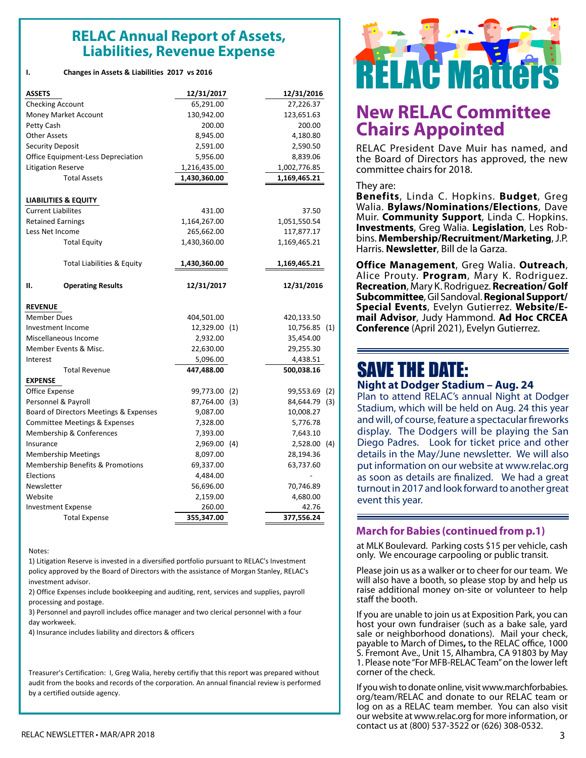## RELAC Annual Report of Assets, Liabilities, Revenue Expense

**I. Changes in Assets & Liabilities 2017 vs 2016**

| **ASSETS** | **12/31/2017** | | **12/31/2016** | |
|---|---|---|---|---|
| Checking Account | 65,291.00 | | 27,226.37 | |
| Money Market Account | 130,942.00 | | 123,651.63 | |
| Petty Cash | 200.00 | | 200.00 | |
| Other Assets | 8,945.00 | | 4,180.80 | |
| Security Deposit | 2,591.00 | | 2,590.50 | |
| Office Equipment-Less Depreciation | 5,956.00 | | 8,839.06 | |
| Litigation Reserve | 1,216,435.00 | | 1,002,776.85 | |
| Total Assets | **1,430,360.00** | | **1,169,465.21** | |
| | | | | |
| **LIABILITIES & EQUITY** | | | | |
| Current Liabilites | 431.00 | | 37.50 | |
| Retained Earnings | 1,164,267.00 | | 1,051,550.54 | |
| Less Net Income | 265,662.00 | | 117,877.17 | |
| Total Equity | 1,430,360.00 | | 1,169,465.21 | |
| | | | | |
| Total Liabilities & Equity | **1,430,360.00** | | **1,169,465.21** | |
| | | | | |
| **II. Operating Results** | **12/31/2017** | | **12/31/2016** | |
| **REVENUE** | | | | |
| Member Dues | 404,501.00 | | 420,133.50 | |
| Investment Income | 12,329.00 | (1) | 10,756.85 | (1) |
| Miscellaneous Income | 2,932.00 | | 35,454.00 | |
| Member Events & Misc. | 22,630.00 | | 29,255.30 | |
| Interest | 5,096.00 | | 4,438.51 | |
| Total Revenue | **447,488.00** | | **500,038.16** | |
| **EXPENSE** | | | | |
| Office Expense | 99,773.00 | (2) | 99,553.69 | (2) |
| Personnel & Payroll | 87,764.00 | (3) | 84,644.79 | (3) |
| Board of Directors Meetings & Expenses | 9,087.00 | | 10,008.27 | |
| Committee Meetings & Expenses | 7,328.00 | | 5,776.78 | |
| Membership & Conferences | 7,393.00 | | 7,643.10 | |
| Insurance | 2,969.00 | (4) | 2,528.00 | (4) |
| Membership Meetings | 8,097.00 | | 28,194.36 | |
| Membership Benefits & Promotions | 69,337.00 | | 63,737.60 | |
| Elections | 4,484.00 | | - | |
| Newsletter | 56,696.00 | | 70,746.89 | |
| Website | 2,159.00 | | 4,680.00 | |
| Investment Expense | 260.00 | | 42.76 | |
| Total Expense | **355,347.00** | | **377,556.24** | |

Notes:

1) Litigation Reserve is invested in a diversified portfolio pursuant to RELAC's Investment policy approved by the Board of Directors with the assistance of Morgan Stanley, RELAC's investment advisor.

2) Office Expenses include bookkeeping and auditing, rent, services and supplies, payroll processing and postage.

3) Personnel and payroll includes office manager and two clerical personnel with a four day workweek.

4) Insurance includes liability and directors & officers

Treasurer's Certification: I, Greg Walia, hereby certifiy that this report was prepared without audit from the books and records of the corporation. An annual financial review is performed by a certified outside agency.

# RELAC Matters

## New RELAC Committee Chairs Appointed

RELAC President Dave Muir has named, and the Board of Directors has approved, the new committee chairs for 2018.

They are:

**Benefits**, Linda C. Hopkins. **Budget**, Greg Walia. **Bylaws/Nominations/Elections**, Dave Muir. **Community Support**, Linda C. Hopkins. **Investments**, Greg Walia. **Legislation**, Les Robbins. **Membership/Recruitment/Marketing**, J.P. Harris. **Newsletter**, Bill de la Garza.

**Office Management**, Greg Walia. **Outreach**, Alice Prouty. **Program**, Mary K. Rodriguez. **Recreation**, Mary K. Rodriguez. **Recreation/ Golf Subcommittee**, Gil Sandoval. **Regional Support/ Special Events**, Evelyn Gutierrez. **Website/E-mail Advisor**, Judy Hammond. **Ad Hoc CRCEA Conference** (April 2021), Evelyn Gutierrez.

## SAVE THE DATE:

### Night at Dodger Stadium – Aug. 24

Plan to attend RELAC's annual Night at Dodger Stadium, which will be held on Aug. 24 this year and will, of course, feature a spectacular fireworks display. The Dodgers will be playing the San Diego Padres. Look for ticket price and other details in the May/June newsletter. We will also put information on our website at www.relac.org as soon as details are finalized. We had a great turnout in 2017 and look forward to another great event this year.

### March for Babies (continued from p.1)

at MLK Boulevard. Parking costs $15 per vehicle, cash only. We encourage carpooling or public transit.

Please join us as a walker or to cheer for our team. We will also have a booth, so please stop by and help us raise additional money on-site or volunteer to help staff the booth.

If you are unable to join us at Exposition Park, you can host your own fundraiser (such as a bake sale, yard sale or neighborhood donations). Mail your check, payable to March of Dimes, to the RELAC office, 1000 S. Fremont Ave., Unit 15, Alhambra, CA 91803 by May 1. Please note "For MFB-RELAC Team" on the lower left corner of the check.

If you wish to donate online, visit www.marchforbabies.org/team/RELAC and donate to our RELAC team or log on as a RELAC team member. You can also visit our website at www.relac.org for more information, or contact us at (800) 537-3522 or (626) 308-0532.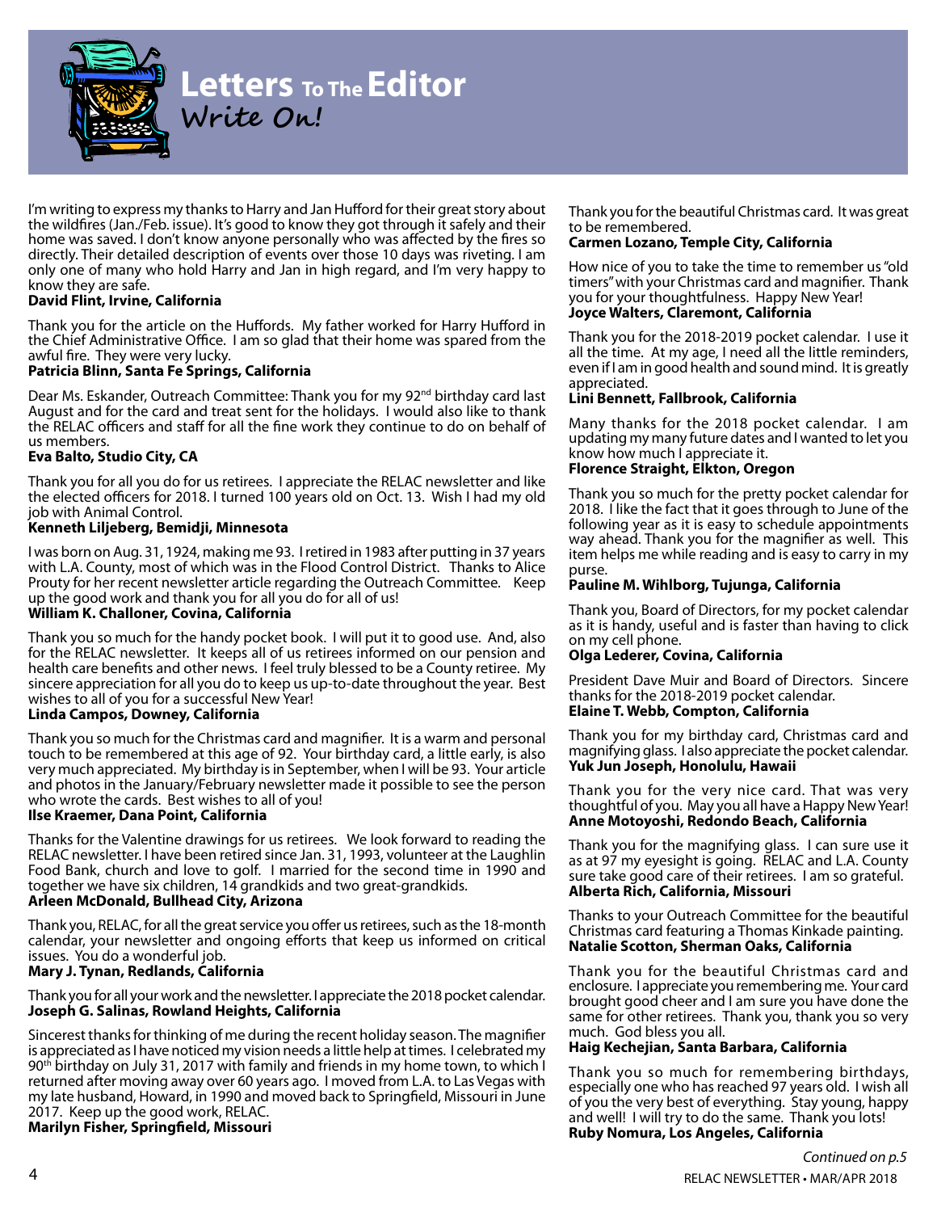# Letters To The Editor

**Write On!**

I'm writing to express my thanks to Harry and Jan Hufford for their great story about the wildfires (Jan./Feb. issue). It's good to know they got through it safely and their home was saved. I don't know anyone personally who was affected by the fires so directly. Their detailed description of events over those 10 days was riveting. I am only one of many who hold Harry and Jan in high regard, and I'm very happy to know they are safe.
**David Flint, Irvine, California**

Thank you for the article on the Huffords. My father worked for Harry Hufford in the Chief Administrative Office. I am so glad that their home was spared from the awful fire. They were very lucky.
**Patricia Blinn, Santa Fe Springs, California**

Dear Ms. Eskander, Outreach Committee: Thank you for my 92nd birthday card last August and for the card and treat sent for the holidays. I would also like to thank the RELAC officers and staff for all the fine work they continue to do on behalf of us members.
**Eva Balto, Studio City, CA**

Thank you for all you do for us retirees. I appreciate the RELAC newsletter and like the elected officers for 2018. I turned 100 years old on Oct. 13. Wish I had my old job with Animal Control.
**Kenneth Liljeberg, Bemidji, Minnesota**

I was born on Aug. 31, 1924, making me 93. I retired in 1983 after putting in 37 years with L.A. County, most of which was in the Flood Control District. Thanks to Alice Prouty for her recent newsletter article regarding the Outreach Committee. Keep up the good work and thank you for all you do for all of us!
**William K. Challoner, Covina, California**

Thank you so much for the handy pocket book. I will put it to good use. And, also for the RELAC newsletter. It keeps all of us retirees informed on our pension and health care benefits and other news. I feel truly blessed to be a County retiree. My sincere appreciation for all you do to keep us up-to-date throughout the year. Best wishes to all of you for a successful New Year!
**Linda Campos, Downey, California**

Thank you so much for the Christmas card and magnifier. It is a warm and personal touch to be remembered at this age of 92. Your birthday card, a little early, is also very much appreciated. My birthday is in September, when I will be 93. Your article and photos in the January/February newsletter made it possible to see the person who wrote the cards. Best wishes to all of you!
**Ilse Kraemer, Dana Point, California**

Thanks for the Valentine drawings for us retirees. We look forward to reading the RELAC newsletter. I have been retired since Jan. 31, 1993, volunteer at the Laughlin Food Bank, church and love to golf. I married for the second time in 1990 and together we have six children, 14 grandkids and two great-grandkids.
**Arleen McDonald, Bullhead City, Arizona**

Thank you, RELAC, for all the great service you offer us retirees, such as the 18-month calendar, your newsletter and ongoing efforts that keep us informed on critical issues. You do a wonderful job.
**Mary J. Tynan, Redlands, California**

Thank you for all your work and the newsletter. I appreciate the 2018 pocket calendar.
**Joseph G. Salinas, Rowland Heights, California**

Sincerest thanks for thinking of me during the recent holiday season. The magnifier is appreciated as I have noticed my vision needs a little help at times. I celebrated my 90th birthday on July 31, 2017 with family and friends in my home town, to which I returned after moving away over 60 years ago. I moved from L.A. to Las Vegas with my late husband, Howard, in 1990 and moved back to Springfield, Missouri in June 2017. Keep up the good work, RELAC.
**Marilyn Fisher, Springfield, Missouri**

Thank you for the beautiful Christmas card. It was great to be remembered.
**Carmen Lozano, Temple City, California**

How nice of you to take the time to remember us "old timers" with your Christmas card and magnifier. Thank you for your thoughtfulness. Happy New Year!
**Joyce Walters, Claremont, California**

Thank you for the 2018-2019 pocket calendar. I use it all the time. At my age, I need all the little reminders, even if I am in good health and sound mind. It is greatly appreciated.
**Lini Bennett, Fallbrook, California**

Many thanks for the 2018 pocket calendar. I am updating my many future dates and I wanted to let you know how much I appreciate it.
**Florence Straight, Elkton, Oregon**

Thank you so much for the pretty pocket calendar for 2018. I like the fact that it goes through to June of the following year as it is easy to schedule appointments way ahead. Thank you for the magnifier as well. This item helps me while reading and is easy to carry in my purse.
**Pauline M. Wihlborg, Tujunga, California**

Thank you, Board of Directors, for my pocket calendar as it is handy, useful and is faster than having to click on my cell phone.
**Olga Lederer, Covina, California**

President Dave Muir and Board of Directors. Sincere thanks for the 2018-2019 pocket calendar.
**Elaine T. Webb, Compton, California**

Thank you for my birthday card, Christmas card and magnifying glass. I also appreciate the pocket calendar.
**Yuk Jun Joseph, Honolulu, Hawaii**

Thank you for the very nice card. That was very thoughtful of you. May you all have a Happy New Year!
**Anne Motoyoshi, Redondo Beach, California**

Thank you for the magnifying glass. I can sure use it as at 97 my eyesight is going. RELAC and L.A. County sure take good care of their retirees. I am so grateful.
**Alberta Rich, California, Missouri**

Thanks to your Outreach Committee for the beautiful Christmas card featuring a Thomas Kinkade painting.
**Natalie Scotton, Sherman Oaks, California**

Thank you for the beautiful Christmas card and enclosure. I appreciate you remembering me. Your card brought good cheer and I am sure you have done the same for other retirees. Thank you, thank you so very much. God bless you all.
**Haig Kechejian, Santa Barbara, California**

Thank you so much for remembering birthdays, especially one who has reached 97 years old. I wish all of you the very best of everything. Stay young, happy and well! I will try to do the same. Thank you lots!
**Ruby Nomura, Los Angeles, California**

*Continued on p.5*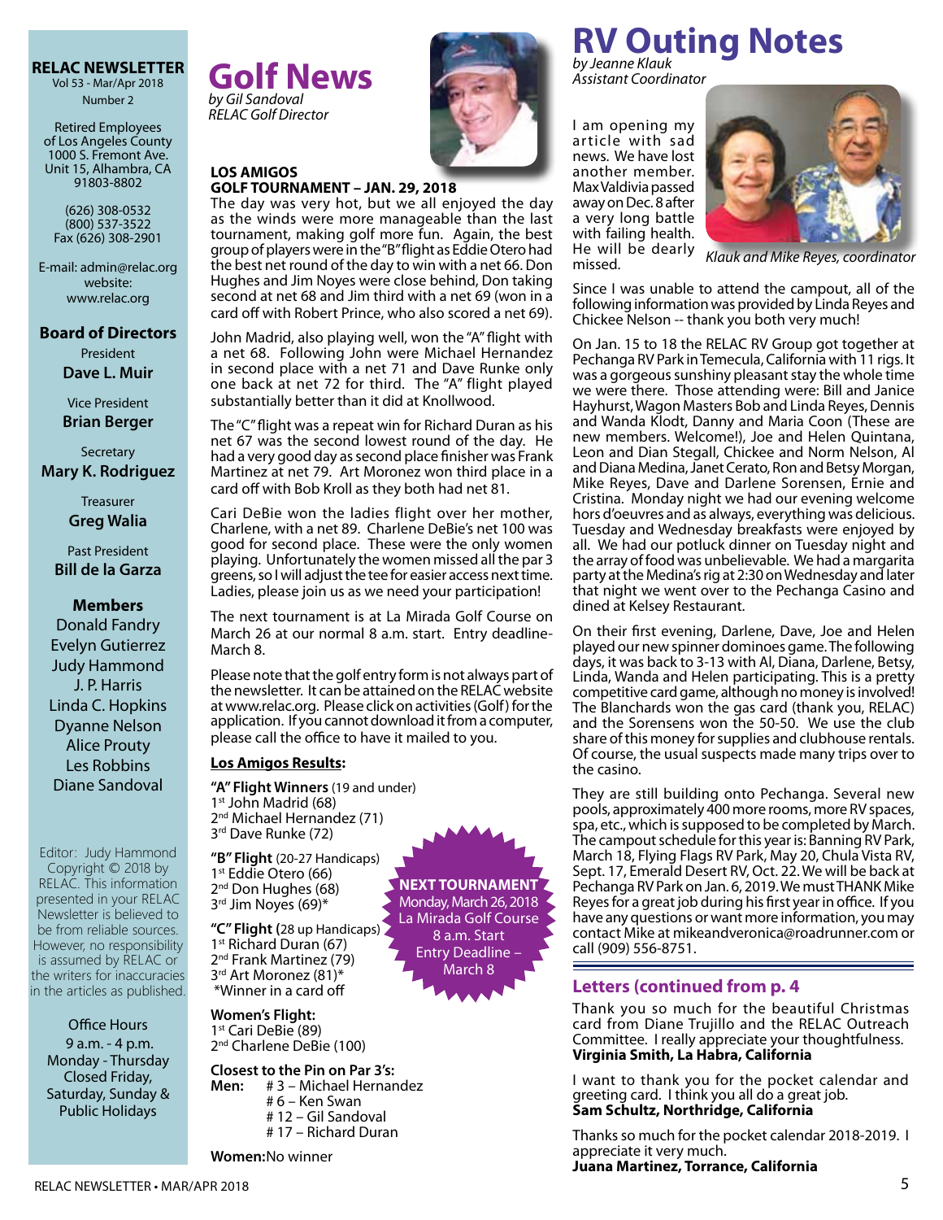**RELAC NEWSLETTER**
Vol 53 - Mar/Apr 2018
Number 2

Retired Employees of Los Angeles County
1000 S. Fremont Ave.
Unit 15, Alhambra, CA 91803-8802

(626) 308-0532
(800) 537-3522
Fax (626) 308-2901

E-mail: admin@relac.org
website: www.relac.org

**Board of Directors**

President
**Dave L. Muir**

Vice President
**Brian Berger**

Secretary
**Mary K. Rodriguez**

Treasurer
**Greg Walia**

Past President
**Bill de la Garza**

**Members**
Donald Fandry
Evelyn Gutierrez
Judy Hammond
J. P. Harris
Linda C. Hopkins
Dyanne Nelson
Alice Prouty
Les Robbins
Diane Sandoval

Editor: Judy Hammond
Copyright © 2018 by RELAC. This information presented in your RELAC Newsletter is believed to be from reliable sources. However, no responsibility is assumed by RELAC or the writers for inaccuracies in the articles as published.

Office Hours
9 a.m. - 4 p.m.
Monday - Thursday
Closed Friday, Saturday, Sunday & Public Holidays

# Golf News

*by Gil Sandoval*
*RELAC Golf Director*

**LOS AMIGOS GOLF TOURNAMENT – JAN. 29, 2018**

The day was very hot, but we all enjoyed the day as the winds were more manageable than the last tournament, making golf more fun. Again, the best group of players were in the "B" flight as Eddie Otero had the best net round of the day to win with a net 66. Don Hughes and Jim Noyes were close behind, Don taking second at net 68 and Jim third with a net 69 (won in a card off with Robert Prince, who also scored a net 69).

John Madrid, also playing well, won the "A" flight with a net 68. Following John were Michael Hernandez in second place with a net 71 and Dave Runke only one back at net 72 for third. The "A" flight played substantially better than it did at Knollwood.

The "C" flight was a repeat win for Richard Duran as his net 67 was the second lowest round of the day. He had a very good day as second place finisher was Frank Martinez at net 79. Art Moronez won third place in a card off with Bob Kroll as they both had net 81.

Cari DeBie won the ladies flight over her mother, Charlene, with a net 89. Charlene DeBie's net 100 was good for second place. These were the only women playing. Unfortunately the women missed all the par 3 greens, so I will adjust the tee for easier access next time. Ladies, please join us as we need your participation!

The next tournament is at La Mirada Golf Course on March 26 at our normal 8 a.m. start. Entry deadline- March 8.

Please note that the golf entry form is not always part of the newsletter. It can be attained on the RELAC website at www.relac.org. Please click on activities (Golf) for the application. If you cannot download it from a computer, please call the office to have it mailed to you.

**Los Amigos Results:**

**"A" Flight Winners** (19 and under)
1st John Madrid (68)
2nd Michael Hernandez (71)
3rd Dave Runke (72)

**"B" Flight** (20-27 Handicaps)
1st Eddie Otero (66)
2nd Don Hughes (68)
3rd Jim Noyes (69)*

**"C" Flight (**28 up Handicaps)
1st Richard Duran (67)
2nd Frank Martinez (79)
3rd Art Moronez (81)*
*Winner in a card off

**Women's Flight:**
1st Cari DeBie (89)
2nd Charlene DeBie (100)

**Closest to the Pin on Par 3's:**
**Men:** # 3 – Michael Hernandez
# 6 – Ken Swan
# 12 – Gil Sandoval
# 17 – Richard Duran

**Women:** No winner

**NEXT TOURNAMENT**
Monday, March 26, 2018
La Mirada Golf Course
8 a.m. Start
Entry Deadline – March 8

# RV Outing Notes

*by Jeanne Klauk*
*Assistant Coordinator*

I am opening my article with sad news. We have lost another member. Max Valdivia passed away on Dec. 8 after a very long battle with failing health. He will be dearly missed.

*Klauk and Mike Reyes, coordinator*

Since I was unable to attend the campout, all of the following information was provided by Linda Reyes and Chickee Nelson -- thank you both very much!

On Jan. 15 to 18 the RELAC RV Group got together at Pechanga RV Park in Temecula, California with 11 rigs. It was a gorgeous sunshiny pleasant stay the whole time we were there. Those attending were: Bill and Janice Hayhurst, Wagon Masters Bob and Linda Reyes, Dennis and Wanda Klodt, Danny and Maria Coon (These are new members. Welcome!), Joe and Helen Quintana, Leon and Dian Stegall, Chickee and Norm Nelson, Al and Diana Medina, Janet Cerato, Ron and Betsy Morgan, Mike Reyes, Dave and Darlene Sorensen, Ernie and Cristina. Monday night we had our evening welcome hors d'oeuvres and as always, everything was delicious. Tuesday and Wednesday breakfasts were enjoyed by all. We had our potluck dinner on Tuesday night and the array of food was unbelievable. We had a margarita party at the Medina's rig at 2:30 on Wednesday and later that night we went over to the Pechanga Casino and dined at Kelsey Restaurant.

On their first evening, Darlene, Dave, Joe and Helen played our new spinner dominoes game. The following days, it was back to 3-13 with Al, Diana, Darlene, Betsy, Linda, Wanda and Helen participating. This is a pretty competitive card game, although no money is involved! The Blanchards won the gas card (thank you, RELAC) and the Sorensens won the 50-50. We use the club share of this money for supplies and clubhouse rentals. Of course, the usual suspects made many trips over to the casino.

They are still building onto Pechanga. Several new pools, approximately 400 more rooms, more RV spaces, spa, etc., which is supposed to be completed by March. The campout schedule for this year is: Banning RV Park, March 18, Flying Flags RV Park, May 20, Chula Vista RV, Sept. 17, Emerald Desert RV, Oct. 22. We will be back at Pechanga RV Park on Jan. 6, 2019. We must THANK Mike Reyes for a great job during his first year in office. If you have any questions or want more information, you may contact Mike at mikeandveronica@roadrunner.com or call (909) 556-8751.

## Letters (continued from p. 4)

Thank you so much for the beautiful Christmas card from Diane Trujillo and the RELAC Outreach Committee. I really appreciate your thoughtfulness.
**Virginia Smith, La Habra, California**

I want to thank you for the pocket calendar and greeting card. I think you all do a great job.
**Sam Schultz, Northridge, California**

Thanks so much for the pocket calendar 2018-2019. I appreciate it very much.
**Juana Martinez, Torrance, California**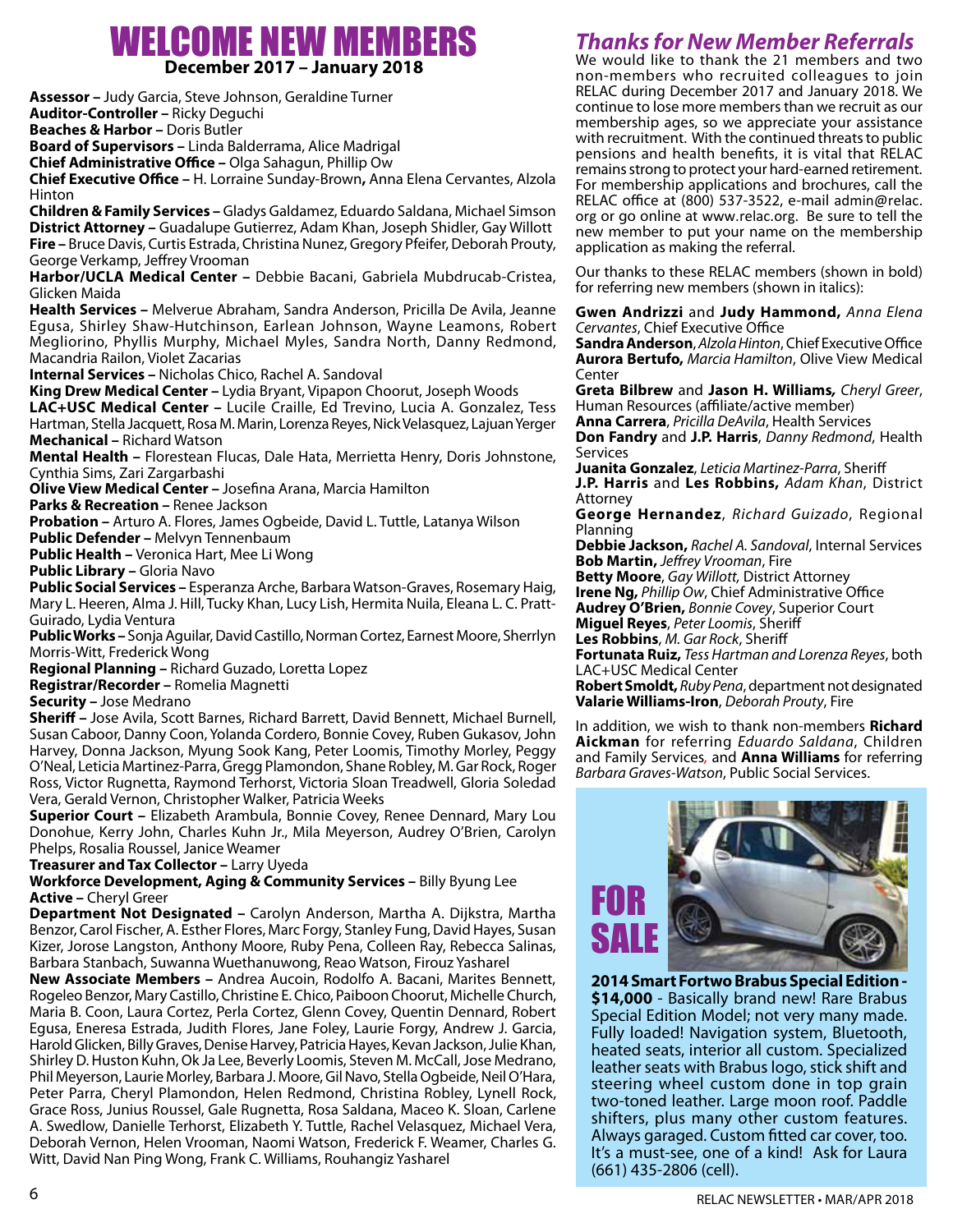# WELCOME NEW MEMBERS

**December 2017 – January 2018**

**Assessor –** Judy Garcia, Steve Johnson, Geraldine Turner
**Auditor-Controller –** Ricky Deguchi
**Beaches & Harbor –** Doris Butler
**Board of Supervisors –** Linda Balderrama, Alice Madrigal
**Chief Administrative Office –** Olga Sahagun, Phillip Ow
**Chief Executive Office –** H. Lorraine Sunday-Brown**,** Anna Elena Cervantes, Alzola Hinton
**Children & Family Services –** Gladys Galdamez, Eduardo Saldana, Michael Simson
**District Attorney –** Guadalupe Gutierrez, Adam Khan, Joseph Shidler, Gay Willott
**Fire –** Bruce Davis, Curtis Estrada, Christina Nunez, Gregory Pfeifer, Deborah Prouty, George Verkamp, Jeffrey Vrooman
**Harbor/UCLA Medical Center –** Debbie Bacani, Gabriela Mubdrucab-Cristea, Glicken Maida
**Health Services –** Melverue Abraham, Sandra Anderson, Pricilla De Avila, Jeanne Egusa, Shirley Shaw-Hutchinson, Earlean Johnson, Wayne Leamons, Robert Megliorino, Phyllis Murphy, Michael Myles, Sandra North, Danny Redmond, Macandria Railon, Violet Zacarias
**Internal Services –** Nicholas Chico, Rachel A. Sandoval
**King Drew Medical Center –** Lydia Bryant, Vipapon Choorut, Joseph Woods
**LAC+USC Medical Center –** Lucile Craille, Ed Trevino, Lucia A. Gonzalez, Tess Hartman, Stella Jacquett, Rosa M. Marin, Lorenza Reyes, Nick Velasquez, Lajuan Yerger
**Mechanical –** Richard Watson
**Mental Health –** Florestean Flucas, Dale Hata, Merrietta Henry, Doris Johnstone, Cynthia Sims, Zari Zargarbashi
**Olive View Medical Center –** Josefina Arana, Marcia Hamilton
**Parks & Recreation –** Renee Jackson
**Probation –** Arturo A. Flores, James Ogbeide, David L. Tuttle, Latanya Wilson
**Public Defender –** Melvyn Tennenbaum
**Public Health –** Veronica Hart, Mee Li Wong
**Public Library –** Gloria Navo
**Public Social Services –** Esperanza Arche, Barbara Watson-Graves, Rosemary Haig, Mary L. Heeren, Alma J. Hill, Tucky Khan, Lucy Lish, Hermita Nuila, Eleana L. C. Pratt-Guirado, Lydia Ventura
**Public Works –** Sonja Aguilar, David Castillo, Norman Cortez, Earnest Moore, Sherrlyn Morris-Witt, Frederick Wong
**Regional Planning –** Richard Guzado, Loretta Lopez
**Registrar/Recorder –** Romelia Magnetti
**Security –** Jose Medrano
**Sheriff –** Jose Avila, Scott Barnes, Richard Barrett, David Bennett, Michael Burnell, Susan Caboor, Danny Coon, Yolanda Cordero, Bonnie Covey, Ruben Gukasov, John Harvey, Donna Jackson, Myung Sook Kang, Peter Loomis, Timothy Morley, Peggy O'Neal, Leticia Martinez-Parra, Gregg Plamondon, Shane Robley, M. Gar Rock, Roger Ross, Victor Rugnetta, Raymond Terhorst, Victoria Sloan Treadwell, Gloria Soledad Vera, Gerald Vernon, Christopher Walker, Patricia Weeks
**Superior Court –** Elizabeth Arambula, Bonnie Covey, Renee Dennard, Mary Lou Donohue, Kerry John, Charles Kuhn Jr., Mila Meyerson, Audrey O'Brien, Carolyn Phelps, Rosalia Roussel, Janice Weamer
**Treasurer and Tax Collector –** Larry Uyeda
**Workforce Development, Aging & Community Services –** Billy Byung Lee
**Active –** Cheryl Greer
**Department Not Designated –** Carolyn Anderson, Martha A. Dijkstra, Martha Benzor, Carol Fischer, A. Esther Flores, Marc Forgy, Stanley Fung, David Hayes, Susan Kizer, Jorose Langston, Anthony Moore, Ruby Pena, Colleen Ray, Rebecca Salinas, Barbara Stanbach, Suwanna Wuethanuwong, Reao Watson, Firouz Yasharel
**New Associate Members –** Andrea Aucoin, Rodolfo A. Bacani, Marites Bennett, Rogeleo Benzor, Mary Castillo, Christine E. Chico, Paiboon Choorut, Michelle Church, Maria B. Coon, Laura Cortez, Perla Cortez, Glenn Covey, Quentin Dennard, Robert Egusa, Eneresa Estrada, Judith Flores, Jane Foley, Laurie Forgy, Andrew J. Garcia, Harold Glicken, Billy Graves, Denise Harvey, Patricia Hayes, Kevan Jackson, Julie Khan, Shirley D. Huston Kuhn, Ok Ja Lee, Beverly Loomis, Steven M. McCall, Jose Medrano, Phil Meyerson, Laurie Morley, Barbara J. Moore, Gil Navo, Stella Ogbeide, Neil O'Hara, Peter Parra, Cheryl Plamondon, Helen Redmond, Christina Robley, Lynell Rock, Grace Ross, Junius Roussel, Gale Rugnetta, Rosa Saldana, Maceo K. Sloan, Carlene A. Swedlow, Danielle Terhorst, Elizabeth Y. Tuttle, Rachel Velasquez, Michael Vera, Deborah Vernon, Helen Vrooman, Naomi Watson, Frederick F. Weamer, Charles G. Witt, David Nan Ping Wong, Frank C. Williams, Rouhangiz Yasharel

## *Thanks for New Member Referrals*

We would like to thank the 21 members and two non-members who recruited colleagues to join RELAC during December 2017 and January 2018. We continue to lose more members than we recruit as our membership ages, so we appreciate your assistance with recruitment. With the continued threats to public pensions and health benefits, it is vital that RELAC remains strong to protect your hard-earned retirement. For membership applications and brochures, call the RELAC office at (800) 537-3522, e-mail admin@relac.org or go online at www.relac.org. Be sure to tell the new member to put your name on the membership application as making the referral.

Our thanks to these RELAC members (shown in bold) for referring new members (shown in italics):

**Gwen Andrizzi** and **Judy Hammond,** *Anna Elena Cervantes*, Chief Executive Office
**Sandra Anderson**, *Alzola Hinton*, Chief Executive Office
**Aurora Bertufo,** *Marcia Hamilton*, Olive View Medical Center
**Greta Bilbrew** and **Jason H. Williams***, Cheryl Greer*, Human Resources (affiliate/active member)
**Anna Carrera**, *Pricilla DeAvila*, Health Services
**Don Fandry** and **J.P. Harris**, *Danny Redmond*, Health Services
**Juanita Gonzalez**, *Leticia Martinez-Parra*, Sheriff
**J.P. Harris** and **Les Robbins,** *Adam Khan*, District Attorney
**George Hernandez**, *Richard Guizado*, Regional Planning
**Debbie Jackson,** *Rachel A. Sandoval*, Internal Services
**Bob Martin,** *Jeffrey Vrooman*, Fire
**Betty Moore**, *Gay Willott,* District Attorney
**Irene Ng,** *Phillip Ow*, Chief Administrative Office
**Audrey O'Brien,** *Bonnie Covey*, Superior Court
**Miguel Reyes**, *Peter Loomis*, Sheriff
**Les Robbins**, *M. Gar Rock*, Sheriff
**Fortunata Ruiz,** *Tess Hartman and Lorenza Reyes*, both LAC+USC Medical Center
**Robert Smoldt,** *Ruby Pena*, department not designated
**Valarie Williams-Iron**, *Deborah Prouty*, Fire

In addition, we wish to thank non-members **Richard Aickman** for referring *Eduardo Saldana*, Children and Family Services, and **Anna Williams** for referring *Barbara Graves-Watson*, Public Social Services.

## FOR SALE

**2014 Smart Fortwo Brabus Special Edition - $14,000** - Basically brand new! Rare Brabus Special Edition Model; not very many made. Fully loaded! Navigation system, Bluetooth, heated seats, interior all custom. Specialized leather seats with Brabus logo, stick shift and steering wheel custom done in top grain two-toned leather. Large moon roof. Paddle shifters, plus many other custom features. Always garaged. Custom fitted car cover, too. It's a must-see, one of a kind! Ask for Laura (661) 435-2806 (cell).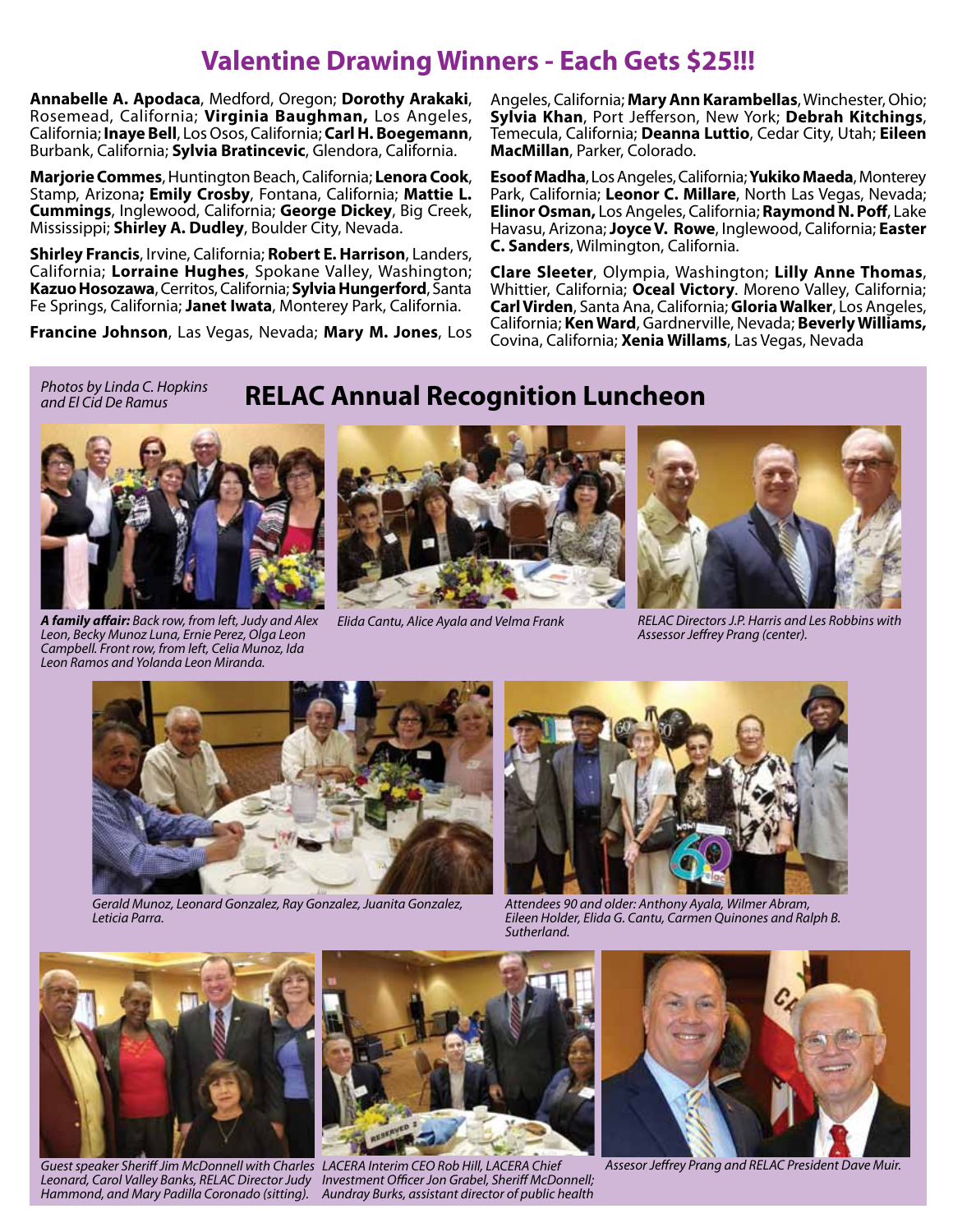# Valentine Drawing Winners - Each Gets $25!!!

**Annabelle A. Apodaca**, Medford, Oregon; **Dorothy Arakaki**, Rosemead, California; **Virginia Baughman,** Los Angeles, California; **Inaye Bell**, Los Osos, California; **Carl H. Boegemann**, Burbank, California; **Sylvia Bratincevic**, Glendora, California.

**Marjorie Commes**, Huntington Beach, California; **Lenora Cook**, Stamp, Arizona**; Emily Crosby**, Fontana, California; **Mattie L. Cummings**, Inglewood, California; **George Dickey**, Big Creek, Mississippi; **Shirley A. Dudley**, Boulder City, Nevada.

**Shirley Francis**, Irvine, California; **Robert E. Harrison**, Landers, California; **Lorraine Hughes**, Spokane Valley, Washington; **Kazuo Hosozawa**, Cerritos, California; **Sylvia Hungerford**, Santa Fe Springs, California; **Janet Iwata**, Monterey Park, California.

**Francine Johnson**, Las Vegas, Nevada; **Mary M. Jones**, Los Angeles, California; **Mary Ann Karambellas**, Winchester, Ohio; **Sylvia Khan**, Port Jefferson, New York; **Debrah Kitchings**, Temecula, California; **Deanna Luttio**, Cedar City, Utah; **Eileen MacMillan**, Parker, Colorado.

**Esoof Madha**, Los Angeles, California; **Yukiko Maeda**, Monterey Park, California; **Leonor C. Millare**, North Las Vegas, Nevada; **Elinor Osman,** Los Angeles, California; **Raymond N. Poff**, Lake Havasu, Arizona; **Joyce V. Rowe**, Inglewood, California; **Easter C. Sanders**, Wilmington, California.

**Clare Sleeter**, Olympia, Washington; **Lilly Anne Thomas**, Whittier, California; **Oceal Victory**. Moreno Valley, California; **Carl Virden**, Santa Ana, California; **Gloria Walker**, Los Angeles, California; **Ken Ward**, Gardnerville, Nevada; **Beverly Williams,** Covina, California; **Xenia Willams**, Las Vegas, Nevada

## RELAC Annual Recognition Luncheon

*Photos by Linda C. Hopkins and El Cid De Ramus*

***A family affair:** Back row, from left, Judy and Alex Leon, Becky Munoz Luna, Ernie Perez, Olga Leon Campbell. Front row, from left, Celia Munoz, Ida Leon Ramos and Yolanda Leon Miranda.*

*Elida Cantu, Alice Ayala and Velma Frank*

*RELAC Directors J.P. Harris and Les Robbins with Assessor Jeffrey Prang (center).*

*Gerald Munoz, Leonard Gonzalez, Ray Gonzalez, Juanita Gonzalez, Leticia Parra.*

*Attendees 90 and older: Anthony Ayala, Wilmer Abram, Eileen Holder, Elida G. Cantu, Carmen Quinones and Ralph B. Sutherland.*

*Guest speaker Sheriff Jim McDonnell with Charles Leonard, Carol Valley Banks, RELAC Director Judy Hammond, and Mary Padilla Coronado (sitting).*

*LACERA Interim CEO Rob Hill, LACERA Chief Investment Officer Jon Grabel, Sheriff McDonnell; Aundray Burks, assistant director of public health*

*Assesor Jeffrey Prang and RELAC President Dave Muir.*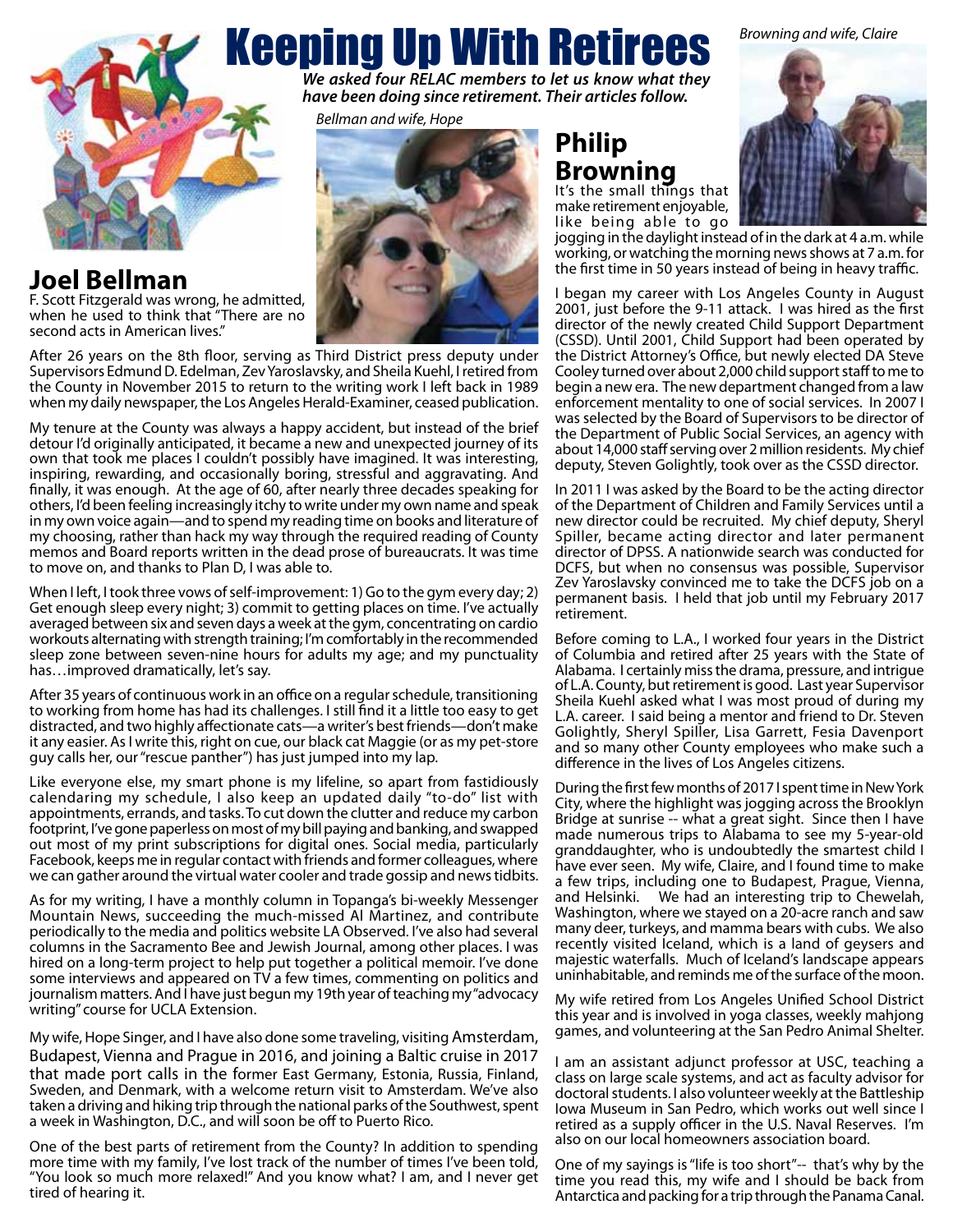# Keeping Up With Retirees

*We asked four RELAC members to let us know what they have been doing since retirement. Their articles follow.*

## Joel Bellman

*Bellman and wife, Hope*

F. Scott Fitzgerald was wrong, he admitted, when he used to think that "There are no second acts in American lives."

After 26 years on the 8th floor, serving as Third District press deputy under Supervisors Edmund D. Edelman, Zev Yaroslavsky, and Sheila Kuehl, I retired from the County in November 2015 to return to the writing work I left back in 1989 when my daily newspaper, the Los Angeles Herald-Examiner, ceased publication.

My tenure at the County was always a happy accident, but instead of the brief detour I'd originally anticipated, it became a new and unexpected journey of its own that took me places I couldn't possibly have imagined. It was interesting, inspiring, rewarding, and occasionally boring, stressful and aggravating. And finally, it was enough. At the age of 60, after nearly three decades speaking for others, I'd been feeling increasingly itchy to write under my own name and speak in my own voice again—and to spend my reading time on books and literature of my choosing, rather than hack my way through the required reading of County memos and Board reports written in the dead prose of bureaucrats. It was time to move on, and thanks to Plan D, I was able to.

When I left, I took three vows of self-improvement: 1) Go to the gym every day; 2) Get enough sleep every night; 3) commit to getting places on time. I've actually averaged between six and seven days a week at the gym, concentrating on cardio workouts alternating with strength training; I'm comfortably in the recommended sleep zone between seven-nine hours for adults my age; and my punctuality has…improved dramatically, let's say.

After 35 years of continuous work in an office on a regular schedule, transitioning to working from home has had its challenges. I still find it a little too easy to get distracted, and two highly affectionate cats—a writer's best friends—don't make it any easier. As I write this, right on cue, our black cat Maggie (or as my pet-store guy calls her, our "rescue panther") has just jumped into my lap.

Like everyone else, my smart phone is my lifeline, so apart from fastidiously calendaring my schedule, I also keep an updated daily "to-do" list with appointments, errands, and tasks. To cut down the clutter and reduce my carbon footprint, I've gone paperless on most of my bill paying and banking, and swapped out most of my print subscriptions for digital ones. Social media, particularly Facebook, keeps me in regular contact with friends and former colleagues, where we can gather around the virtual water cooler and trade gossip and news tidbits.

As for my writing, I have a monthly column in Topanga's bi-weekly Messenger Mountain News, succeeding the much-missed Al Martinez, and contribute periodically to the media and politics website LA Observed. I've also had several columns in the Sacramento Bee and Jewish Journal, among other places. I was hired on a long-term project to help put together a political memoir. I've done some interviews and appeared on TV a few times, commenting on politics and journalism matters. And I have just begun my 19th year of teaching my "advocacy writing" course for UCLA Extension.

My wife, Hope Singer, and I have also done some traveling, visiting Amsterdam, Budapest, Vienna and Prague in 2016, and joining a Baltic cruise in 2017 that made port calls in the former East Germany, Estonia, Russia, Finland, Sweden, and Denmark, with a welcome return visit to Amsterdam. We've also taken a driving and hiking trip through the national parks of the Southwest, spent a week in Washington, D.C., and will soon be off to Puerto Rico.

One of the best parts of retirement from the County? In addition to spending more time with my family, I've lost track of the number of times I've been told, "You look so much more relaxed!" And you know what? I am, and I never get tired of hearing it.

## Philip Browning

*Browning and wife, Claire*

It's the small things that make retirement enjoyable, like being able to go jogging in the daylight instead of in the dark at 4 a.m. while working, or watching the morning news shows at 7 a.m. for the first time in 50 years instead of being in heavy traffic.

I began my career with Los Angeles County in August 2001, just before the 9-11 attack. I was hired as the first director of the newly created Child Support Department (CSSD). Until 2001, Child Support had been operated by the District Attorney's Office, but newly elected DA Steve Cooley turned over about 2,000 child support staff to me to begin a new era. The new department changed from a law enforcement mentality to one of social services. In 2007 I was selected by the Board of Supervisors to be director of the Department of Public Social Services, an agency with about 14,000 staff serving over 2 million residents. My chief deputy, Steven Golightly, took over as the CSSD director.

In 2011 I was asked by the Board to be the acting director of the Department of Children and Family Services until a new director could be recruited. My chief deputy, Sheryl Spiller, became acting director and later permanent director of DPSS. A nationwide search was conducted for DCFS, but when no consensus was possible, Supervisor Zev Yaroslavsky convinced me to take the DCFS job on a permanent basis. I held that job until my February 2017 retirement.

Before coming to L.A., I worked four years in the District of Columbia and retired after 25 years with the State of Alabama. I certainly miss the drama, pressure, and intrigue of L.A. County, but retirement is good. Last year Supervisor Sheila Kuehl asked what I was most proud of during my L.A. career. I said being a mentor and friend to Dr. Steven Golightly, Sheryl Spiller, Lisa Garrett, Fesia Davenport and so many other County employees who make such a difference in the lives of Los Angeles citizens.

During the first few months of 2017 I spent time in New York City, where the highlight was jogging across the Brooklyn Bridge at sunrise -- what a great sight. Since then I have made numerous trips to Alabama to see my 5-year-old granddaughter, who is undoubtedly the smartest child I have ever seen. My wife, Claire, and I found time to make a few trips, including one to Budapest, Prague, Vienna, and Helsinki. We had an interesting trip to Chewelah, Washington, where we stayed on a 20-acre ranch and saw many deer, turkeys, and mamma bears with cubs. We also recently visited Iceland, which is a land of geysers and majestic waterfalls. Much of Iceland's landscape appears uninhabitable, and reminds me of the surface of the moon.

My wife retired from Los Angeles Unified School District this year and is involved in yoga classes, weekly mahjong games, and volunteering at the San Pedro Animal Shelter.

I am an assistant adjunct professor at USC, teaching a class on large scale systems, and act as faculty advisor for doctoral students. I also volunteer weekly at the Battleship Iowa Museum in San Pedro, which works out well since I retired as a supply officer in the U.S. Naval Reserves. I'm also on our local homeowners association board.

One of my sayings is "life is too short"-- that's why by the time you read this, my wife and I should be back from Antarctica and packing for a trip through the Panama Canal.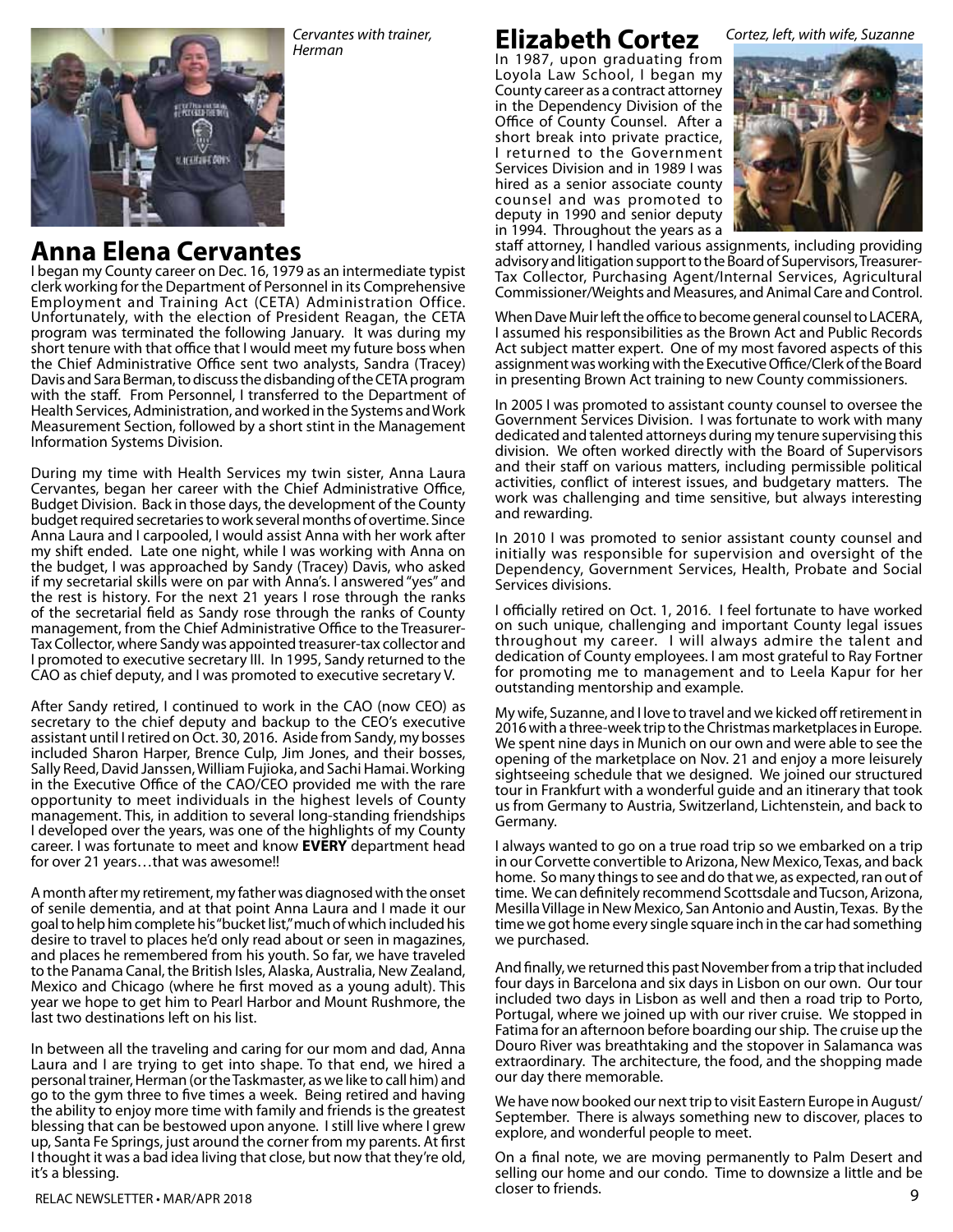*Cervantes with trainer, Herman*

## Anna Elena Cervantes

I began my County career on Dec. 16, 1979 as an intermediate typist clerk working for the Department of Personnel in its Comprehensive Employment and Training Act (CETA) Administration Office. Unfortunately, with the election of President Reagan, the CETA program was terminated the following January. It was during my short tenure with that office that I would meet my future boss when the Chief Administrative Office sent two analysts, Sandra (Tracey) Davis and Sara Berman, to discuss the disbanding of the CETA program with the staff. From Personnel, I transferred to the Department of Health Services, Administration, and worked in the Systems and Work Measurement Section, followed by a short stint in the Management Information Systems Division.

During my time with Health Services my twin sister, Anna Laura Cervantes, began her career with the Chief Administrative Office, Budget Division. Back in those days, the development of the County budget required secretaries to work several months of overtime. Since Anna Laura and I carpooled, I would assist Anna with her work after my shift ended. Late one night, while I was working with Anna on the budget, I was approached by Sandy (Tracey) Davis, who asked if my secretarial skills were on par with Anna's. I answered "yes" and the rest is history. For the next 21 years I rose through the ranks of the secretarial field as Sandy rose through the ranks of County management, from the Chief Administrative Office to the Treasurer-Tax Collector, where Sandy was appointed treasurer-tax collector and I promoted to executive secretary III. In 1995, Sandy returned to the CAO as chief deputy, and I was promoted to executive secretary V.

After Sandy retired, I continued to work in the CAO (now CEO) as secretary to the chief deputy and backup to the CEO's executive assistant until I retired on Oct. 30, 2016. Aside from Sandy, my bosses included Sharon Harper, Brence Culp, Jim Jones, and their bosses, Sally Reed, David Janssen, William Fujioka, and Sachi Hamai. Working in the Executive Office of the CAO/CEO provided me with the rare opportunity to meet individuals in the highest levels of County management. This, in addition to several long-standing friendships I developed over the years, was one of the highlights of my County career. I was fortunate to meet and know **EVERY** department head for over 21 years…that was awesome!!

A month after my retirement, my father was diagnosed with the onset of senile dementia, and at that point Anna Laura and I made it our goal to help him complete his "bucket list," much of which included his desire to travel to places he'd only read about or seen in magazines, and places he remembered from his youth. So far, we have traveled to the Panama Canal, the British Isles, Alaska, Australia, New Zealand, Mexico and Chicago (where he first moved as a young adult). This year we hope to get him to Pearl Harbor and Mount Rushmore, the last two destinations left on his list.

In between all the traveling and caring for our mom and dad, Anna Laura and I are trying to get into shape. To that end, we hired a personal trainer, Herman (or the Taskmaster, as we like to call him) and go to the gym three to five times a week. Being retired and having the ability to enjoy more time with family and friends is the greatest blessing that can be bestowed upon anyone. I still live where I grew up, Santa Fe Springs, just around the corner from my parents. At first I thought it was a bad idea living that close, but now that they're old, it's a blessing.

## Elizabeth Cortez

*Cortez, left, with wife, Suzanne*

In 1987, upon graduating from Loyola Law School, I began my County career as a contract attorney in the Dependency Division of the Office of County Counsel. After a short break into private practice, I returned to the Government Services Division and in 1989 I was hired as a senior associate county counsel and was promoted to deputy in 1990 and senior deputy in 1994. Throughout the years as a staff attorney, I handled various assignments, including providing advisory and litigation support to the Board of Supervisors, Treasurer-Tax Collector, Purchasing Agent/Internal Services, Agricultural Commissioner/Weights and Measures, and Animal Care and Control.

When Dave Muir left the office to become general counsel to LACERA, I assumed his responsibilities as the Brown Act and Public Records Act subject matter expert. One of my most favored aspects of this assignment was working with the Executive Office/Clerk of the Board in presenting Brown Act training to new County commissioners.

In 2005 I was promoted to assistant county counsel to oversee the Government Services Division. I was fortunate to work with many dedicated and talented attorneys during my tenure supervising this division. We often worked directly with the Board of Supervisors and their staff on various matters, including permissible political activities, conflict of interest issues, and budgetary matters. The work was challenging and time sensitive, but always interesting and rewarding.

In 2010 I was promoted to senior assistant county counsel and initially was responsible for supervision and oversight of the Dependency, Government Services, Health, Probate and Social Services divisions.

I officially retired on Oct. 1, 2016. I feel fortunate to have worked on such unique, challenging and important County legal issues throughout my career. I will always admire the talent and dedication of County employees. I am most grateful to Ray Fortner for promoting me to management and to Leela Kapur for her outstanding mentorship and example.

My wife, Suzanne, and I love to travel and we kicked off retirement in 2016 with a three-week trip to the Christmas marketplaces in Europe. We spent nine days in Munich on our own and were able to see the opening of the marketplace on Nov. 21 and enjoy a more leisurely sightseeing schedule that we designed. We joined our structured tour in Frankfurt with a wonderful guide and an itinerary that took us from Germany to Austria, Switzerland, Lichtenstein, and back to Germany.

I always wanted to go on a true road trip so we embarked on a trip in our Corvette convertible to Arizona, New Mexico, Texas, and back home. So many things to see and do that we, as expected, ran out of time. We can definitely recommend Scottsdale and Tucson, Arizona, Mesilla Village in New Mexico, San Antonio and Austin, Texas. By the time we got home every single square inch in the car had something we purchased.

And finally, we returned this past November from a trip that included four days in Barcelona and six days in Lisbon on our own. Our tour included two days in Lisbon as well and then a road trip to Porto, Portugal, where we joined up with our river cruise. We stopped in Fatima for an afternoon before boarding our ship. The cruise up the Douro River was breathtaking and the stopover in Salamanca was extraordinary. The architecture, the food, and the shopping made our day there memorable.

We have now booked our next trip to visit Eastern Europe in August/September. There is always something new to discover, places to explore, and wonderful people to meet.

On a final note, we are moving permanently to Palm Desert and selling our home and our condo. Time to downsize a little and be closer to friends.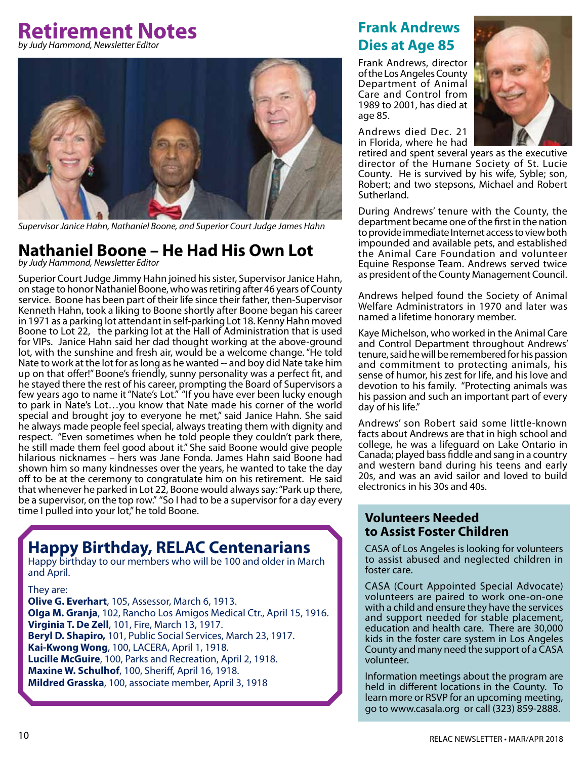# Retirement Notes

*by Judy Hammond, Newsletter Editor*

*Supervisor Janice Hahn, Nathaniel Boone, and Superior Court Judge James Hahn*

## Nathaniel Boone – He Had His Own Lot

*by Judy Hammond, Newsletter Editor*

Superior Court Judge Jimmy Hahn joined his sister, Supervisor Janice Hahn, on stage to honor Nathaniel Boone, who was retiring after 46 years of County service. Boone has been part of their life since their father, then-Supervisor Kenneth Hahn, took a liking to Boone shortly after Boone began his career in 1971 as a parking lot attendant in self-parking Lot 18. Kenny Hahn moved Boone to Lot 22, the parking lot at the Hall of Administration that is used for VIPs. Janice Hahn said her dad thought working at the above-ground lot, with the sunshine and fresh air, would be a welcome change. "He told Nate to work at the lot for as long as he wanted -- and boy did Nate take him up on that offer!" Boone's friendly, sunny personality was a perfect fit, and he stayed there the rest of his career, prompting the Board of Supervisors a few years ago to name it "Nate's Lot." "If you have ever been lucky enough to park in Nate's Lot…you know that Nate made his corner of the world special and brought joy to everyone he met," said Janice Hahn. She said he always made people feel special, always treating them with dignity and respect. "Even sometimes when he told people they couldn't park there, he still made them feel good about it." She said Boone would give people hilarious nicknames – hers was Jane Fonda. James Hahn said Boone had shown him so many kindnesses over the years, he wanted to take the day off to be at the ceremony to congratulate him on his retirement. He said that whenever he parked in Lot 22, Boone would always say: "Park up there, be a supervisor, on the top row." "So I had to be a supervisor for a day every time I pulled into your lot," he told Boone.

## Happy Birthday, RELAC Centenarians

Happy birthday to our members who will be 100 and older in March and April.

They are:

**Olive G. Everhart**, 105, Assessor, March 6, 1913.
**Olga M. Granja**, 102, Rancho Los Amigos Medical Ctr., April 15, 1916.
**Virginia T. De Zell**, 101, Fire, March 13, 1917.
**Beryl D. Shapiro,** 101, Public Social Services, March 23, 1917.
**Kai-Kwong Wong**, 100, LACERA, April 1, 1918.
**Lucille McGuire**, 100, Parks and Recreation, April 2, 1918.
**Maxine W. Schulhof**, 100, Sheriff, April 16, 1918.
**Mildred Grasska**, 100, associate member, April 3, 1918

## Frank Andrews Dies at Age 85

Frank Andrews, director of the Los Angeles County Department of Animal Care and Control from 1989 to 2001, has died at age 85.

Andrews died Dec. 21 in Florida, where he had retired and spent several years as the executive director of the Humane Society of St. Lucie County. He is survived by his wife, Syble; son, Robert; and two stepsons, Michael and Robert Sutherland.

During Andrews' tenure with the County, the department became one of the first in the nation to provide immediate Internet access to view both impounded and available pets, and established the Animal Care Foundation and volunteer Equine Response Team. Andrews served twice as president of the County Management Council.

Andrews helped found the Society of Animal Welfare Administrators in 1970 and later was named a lifetime honorary member.

Kaye Michelson, who worked in the Animal Care and Control Department throughout Andrews' tenure, said he will be remembered for his passion and commitment to protecting animals, his sense of humor, his zest for life, and his love and devotion to his family. "Protecting animals was his passion and such an important part of every day of his life."

Andrews' son Robert said some little-known facts about Andrews are that in high school and college, he was a lifeguard on Lake Ontario in Canada; played bass fiddle and sang in a country and western band during his teens and early 20s, and was an avid sailor and loved to build electronics in his 30s and 40s.

## Volunteers Needed to Assist Foster Children

CASA of Los Angeles is looking for volunteers to assist abused and neglected children in foster care.

CASA (Court Appointed Special Advocate) volunteers are paired to work one-on-one with a child and ensure they have the services and support needed for stable placement, education and health care. There are 30,000 kids in the foster care system in Los Angeles County and many need the support of a CASA volunteer.

Information meetings about the program are held in different locations in the County. To learn more or RSVP for an upcoming meeting, go to www.casala.org or call (323) 859-2888.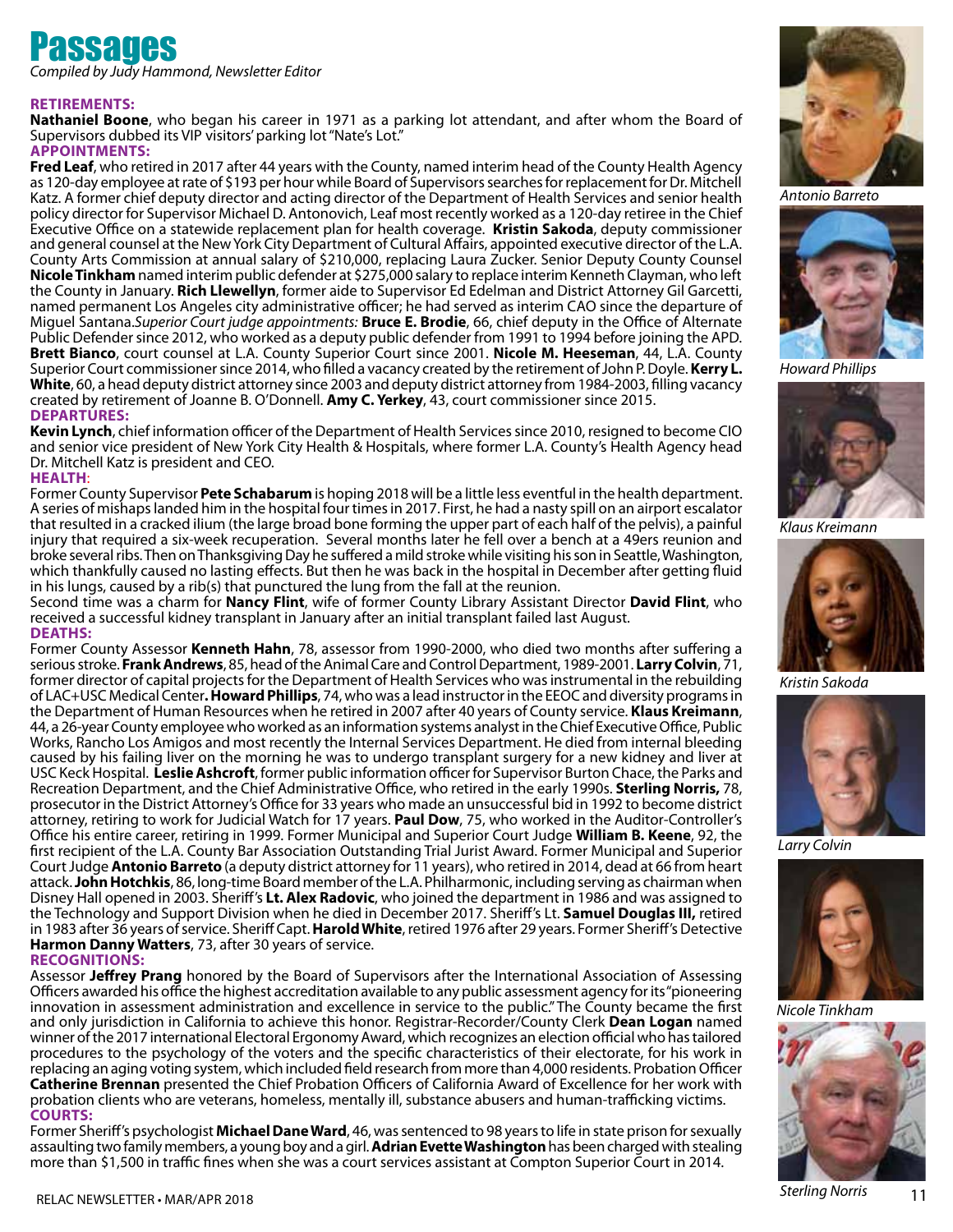# Passages

*Compiled by Judy Hammond, Newsletter Editor*

### RETIREMENTS:

**Nathaniel Boone**, who began his career in 1971 as a parking lot attendant, and after whom the Board of Supervisors dubbed its VIP visitors' parking lot "Nate's Lot."

### APPOINTMENTS:

**Fred Leaf**, who retired in 2017 after 44 years with the County, named interim head of the County Health Agency as 120-day employee at rate of $193 per hour while Board of Supervisors searches for replacement for Dr. Mitchell Katz. A former chief deputy director and acting director of the Department of Health Services and senior health policy director for Supervisor Michael D. Antonovich, Leaf most recently worked as a 120-day retiree in the Chief Executive Office on a statewide replacement plan for health coverage. **Kristin Sakoda**, deputy commissioner and general counsel at the New York City Department of Cultural Affairs, appointed executive director of the L.A. County Arts Commission at annual salary of $210,000, replacing Laura Zucker. Senior Deputy County Counsel **Nicole Tinkham** named interim public defender at $275,000 salary to replace interim Kenneth Clayman, who left the County in January. **Rich Llewellyn**, former aide to Supervisor Ed Edelman and District Attorney Gil Garcetti, named permanent Los Angeles city administrative officer; he had served as interim CAO since the departure of Miguel Santana. *Superior Court judge appointments:* **Bruce E. Brodie**, 66, chief deputy in the Office of Alternate Public Defender since 2012, who worked as a deputy public defender from 1991 to 1994 before joining the APD. **Brett Bianco**, court counsel at L.A. County Superior Court since 2001. **Nicole M. Heeseman**, 44, L.A. County Superior Court commissioner since 2014, who filled a vacancy created by the retirement of John P. Doyle. **Kerry L. White**, 60, a head deputy district attorney since 2003 and deputy district attorney from 1984-2003, filling vacancy created by retirement of Joanne B. O'Donnell. **Amy C. Yerkey**, 43, court commissioner since 2015.

### DEPARTURES:

**Kevin Lynch**, chief information officer of the Department of Health Services since 2010, resigned to become CIO and senior vice president of New York City Health & Hospitals, where former L.A. County's Health Agency head Dr. Mitchell Katz is president and CEO.

### HEALTH:

Former County Supervisor **Pete Schabarum** is hoping 2018 will be a little less eventful in the health department. A series of mishaps landed him in the hospital four times in 2017. First, he had a nasty spill on an airport escalator that resulted in a cracked ilium (the large broad bone forming the upper part of each half of the pelvis), a painful injury that required a six-week recuperation. Several months later he fell over a bench at a 49ers reunion and broke several ribs. Then on Thanksgiving Day he suffered a mild stroke while visiting his son in Seattle, Washington, which thankfully caused no lasting effects. But then he was back in the hospital in December after getting fluid in his lungs, caused by a rib(s) that punctured the lung from the fall at the reunion.

Second time was a charm for **Nancy Flint**, wife of former County Library Assistant Director **David Flint**, who received a successful kidney transplant in January after an initial transplant failed last August.

### DEATHS:

Former County Assessor **Kenneth Hahn**, 78, assessor from 1990-2000, who died two months after suffering a serious stroke. **Frank Andrews**, 85, head of the Animal Care and Control Department, 1989-2001. **Larry Colvin**, 71, former director of capital projects for the Department of Health Services who was instrumental in the rebuilding of LAC+USC Medical Center. **Howard Phillips**, 74, who was a lead instructor in the EEOC and diversity programs in the Department of Human Resources when he retired in 2007 after 40 years of County service. **Klaus Kreimann**, 44, a 26-year County employee who worked as an information systems analyst in the Chief Executive Office, Public Works, Rancho Los Amigos and most recently the Internal Services Department. He died from internal bleeding caused by his failing liver on the morning he was to undergo transplant surgery for a new kidney and liver at USC Keck Hospital. **Leslie Ashcroft**, former public information officer for Supervisor Burton Chace, the Parks and Recreation Department, and the Chief Administrative Office, who retired in the early 1990s. **Sterling Norris,** 78, prosecutor in the District Attorney's Office for 33 years who made an unsuccessful bid in 1992 to become district attorney, retiring to work for Judicial Watch for 17 years. **Paul Dow**, 75, who worked in the Auditor-Controller's Office his entire career, retiring in 1999. Former Municipal and Superior Court Judge **William B. Keene**, 92, the first recipient of the L.A. County Bar Association Outstanding Trial Jurist Award. Former Municipal and Superior Court Judge **Antonio Barreto** (a deputy district attorney for 11 years), who retired in 2014, dead at 66 from heart attack. **John Hotchkis**, 86, long-time Board member of the L.A. Philharmonic, including serving as chairman when Disney Hall opened in 2003. Sheriff's **Lt. Alex Radovic**, who joined the department in 1986 and was assigned to the Technology and Support Division when he died in December 2017. Sheriff's Lt. **Samuel Douglas III,** retired in 1983 after 36 years of service. Sheriff Capt. **Harold White**, retired 1976 after 29 years. Former Sheriff's Detective **Harmon Danny Watters**, 73, after 30 years of service.

### RECOGNITIONS:

Assessor **Jeffrey Prang** honored by the Board of Supervisors after the International Association of Assessing Officers awarded his office the highest accreditation available to any public assessment agency for its "pioneering innovation in assessment administration and excellence in service to the public." The County became the first and only jurisdiction in California to achieve this honor. Registrar-Recorder/County Clerk **Dean Logan** named winner of the 2017 international Electoral Ergonomy Award, which recognizes an election official who has tailored procedures to the psychology of the voters and the specific characteristics of their electorate, for his work in replacing an aging voting system, which included field research from more than 4,000 residents. Probation Officer **Catherine Brennan** presented the Chief Probation Officers of California Award of Excellence for her work with probation clients who are veterans, homeless, mentally ill, substance abusers and human-trafficking victims.

### COURTS:

Former Sheriff's psychologist **Michael Dane Ward**, 46, was sentenced to 98 years to life in state prison for sexually assaulting two family members, a young boy and a girl. **Adrian Evette Washington** has been charged with stealing more than $1,500 in traffic fines when she was a court services assistant at Compton Superior Court in 2014.

*Antonio Barreto*

*Howard Phillips*

*Klaus Kreimann*

*Kristin Sakoda*

*Larry Colvin*

*Nicole Tinkham*

*Sterling Norris*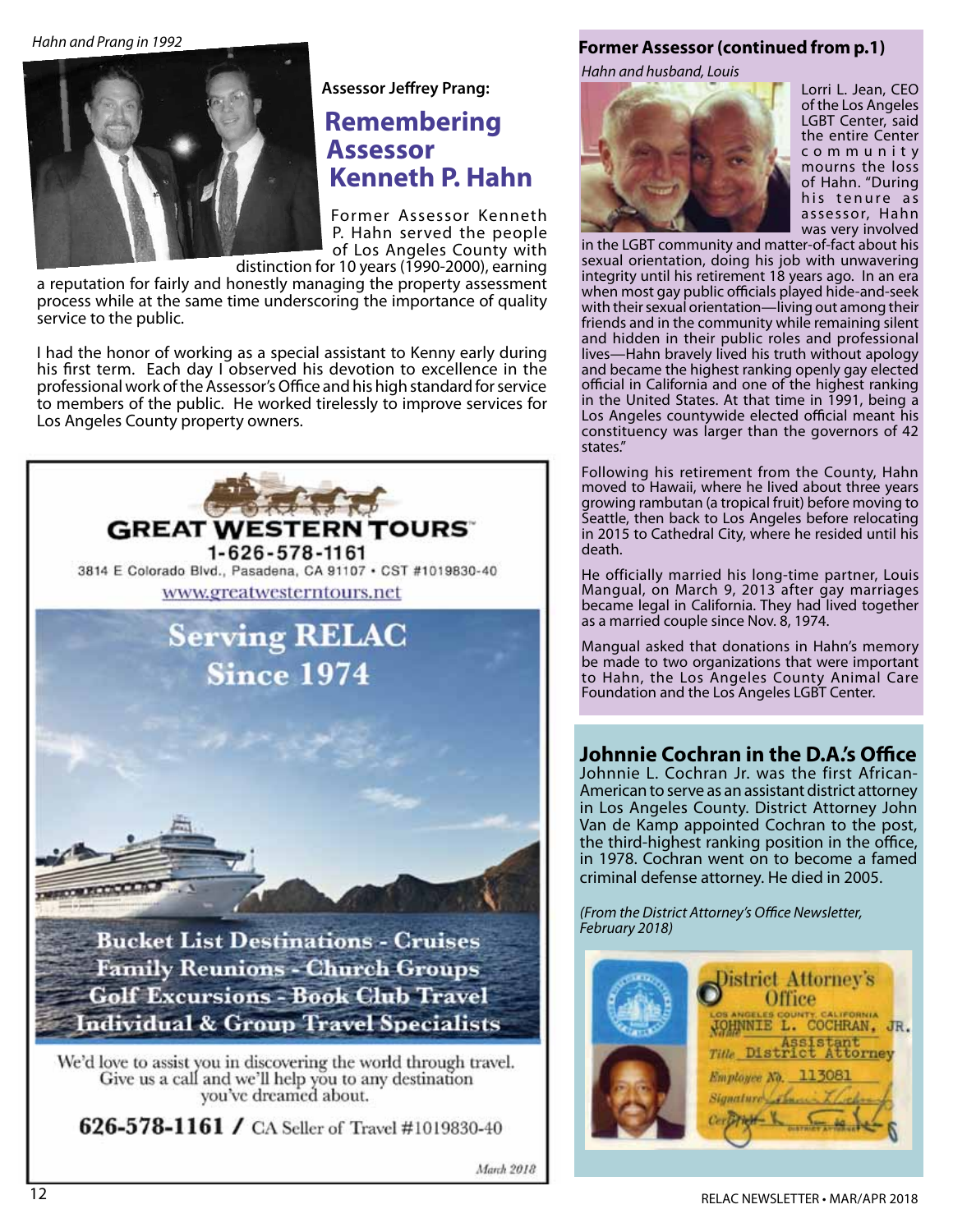*Hahn and Prang in 1992*

Assessor Jeffrey Prang:

## Remembering Assessor Kenneth P. Hahn

Former Assessor Kenneth P. Hahn served the people of Los Angeles County with distinction for 10 years (1990-2000), earning a reputation for fairly and honestly managing the property assessment process while at the same time underscoring the importance of quality service to the public.

I had the honor of working as a special assistant to Kenny early during his first term. Each day I observed his devotion to excellence in the professional work of the Assessor's Office and his high standard for service to members of the public. He worked tirelessly to improve services for Los Angeles County property owners.

**GREAT WESTERN TOURS**

1-626-578-1161

3814 E Colorado Blvd., Pasadena, CA 91107 • CST #1019830-40

www.greatwesterntours.net

**Serving RELAC Since 1974**

**Bucket List Destinations - Cruises**
**Family Reunions - Church Groups**
**Golf Excursions - Book Club Travel**
**Individual & Group Travel Specialists**

We'd love to assist you in discovering the world through travel. Give us a call and we'll help you to any destination you've dreamed about.

**626-578-1161 /** CA Seller of Travel #1019830-40

*March 2018*

### Former Assessor (continued from p.1)

*Hahn and husband, Louis*

Lorri L. Jean, CEO of the Los Angeles LGBT Center, said the entire Center community mourns the loss of Hahn. "During his tenure as assessor, Hahn was very involved in the LGBT community and matter-of-fact about his sexual orientation, doing his job with unwavering integrity until his retirement 18 years ago. In an era when most gay public officials played hide-and-seek with their sexual orientation—living out among their friends and in the community while remaining silent and hidden in their public roles and professional lives—Hahn bravely lived his truth without apology and became the highest ranking openly gay elected official in California and one of the highest ranking in the United States. At that time in 1991, being a Los Angeles countywide elected official meant his constituency was larger than the governors of 42 states."

Following his retirement from the County, Hahn moved to Hawaii, where he lived about three years growing rambutan (a tropical fruit) before moving to Seattle, then back to Los Angeles before relocating in 2015 to Cathedral City, where he resided until his death.

He officially married his long-time partner, Louis Mangual, on March 9, 2013 after gay marriages became legal in California. They had lived together as a married couple since Nov. 8, 1974.

Mangual asked that donations in Hahn's memory be made to two organizations that were important to Hahn, the Los Angeles County Animal Care Foundation and the Los Angeles LGBT Center.

### Johnnie Cochran in the D.A.'s Office

Johnnie L. Cochran Jr. was the first African-American to serve as an assistant district attorney in Los Angeles County. District Attorney John Van de Kamp appointed Cochran to the post, the third-highest ranking position in the office, in 1978. Cochran went on to become a famed criminal defense attorney. He died in 2005.

*(From the District Attorney's Office Newsletter, February 2018)*

District Attorney's Office
LOS ANGELES COUNTY, CALIFORNIA
Name JOHNNIE L. COCHRAN, JR.
Title Assistant District Attorney
Employee No. 113081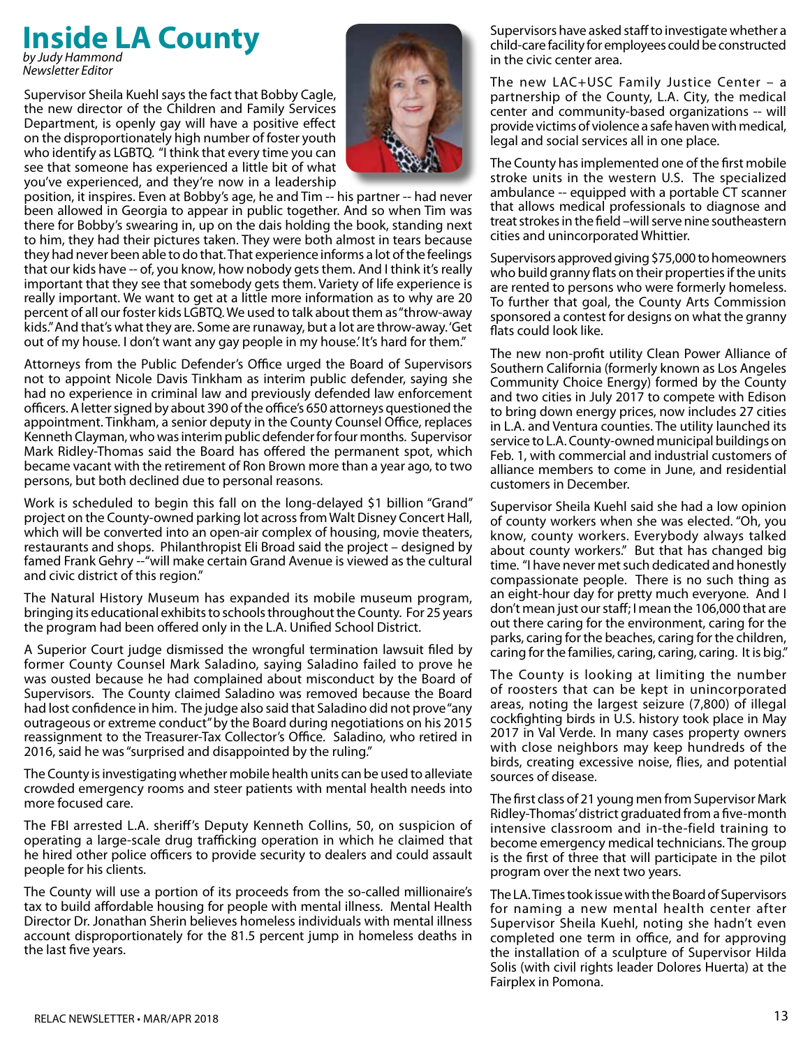# Inside LA County

*by Judy Hammond*
*Newsletter Editor*

Supervisor Sheila Kuehl says the fact that Bobby Cagle, the new director of the Children and Family Services Department, is openly gay will have a positive effect on the disproportionately high number of foster youth who identify as LGBTQ. "I think that every time you can see that someone has experienced a little bit of what you've experienced, and they're now in a leadership position, it inspires. Even at Bobby's age, he and Tim -- his partner -- had never been allowed in Georgia to appear in public together. And so when Tim was there for Bobby's swearing in, up on the dais holding the book, standing next to him, they had their pictures taken. They were both almost in tears because they had never been able to do that. That experience informs a lot of the feelings that our kids have -- of, you know, how nobody gets them. And I think it's really important that they see that somebody gets them. Variety of life experience is really important. We want to get at a little more information as to why are 20 percent of all our foster kids LGBTQ. We used to talk about them as "throw-away kids." And that's what they are. Some are runaway, but a lot are throw-away. 'Get out of my house. I don't want any gay people in my house.' It's hard for them."

Attorneys from the Public Defender's Office urged the Board of Supervisors not to appoint Nicole Davis Tinkham as interim public defender, saying she had no experience in criminal law and previously defended law enforcement officers. A letter signed by about 390 of the office's 650 attorneys questioned the appointment. Tinkham, a senior deputy in the County Counsel Office, replaces Kenneth Clayman, who was interim public defender for four months. Supervisor Mark Ridley-Thomas said the Board has offered the permanent spot, which became vacant with the retirement of Ron Brown more than a year ago, to two persons, but both declined due to personal reasons.

Work is scheduled to begin this fall on the long-delayed $1 billion "Grand" project on the County-owned parking lot across from Walt Disney Concert Hall, which will be converted into an open-air complex of housing, movie theaters, restaurants and shops. Philanthropist Eli Broad said the project – designed by famed Frank Gehry --"will make certain Grand Avenue is viewed as the cultural and civic district of this region."

The Natural History Museum has expanded its mobile museum program, bringing its educational exhibits to schools throughout the County. For 25 years the program had been offered only in the L.A. Unified School District.

A Superior Court judge dismissed the wrongful termination lawsuit filed by former County Counsel Mark Saladino, saying Saladino failed to prove he was ousted because he had complained about misconduct by the Board of Supervisors. The County claimed Saladino was removed because the Board had lost confidence in him. The judge also said that Saladino did not prove "any outrageous or extreme conduct" by the Board during negotiations on his 2015 reassignment to the Treasurer-Tax Collector's Office. Saladino, who retired in 2016, said he was "surprised and disappointed by the ruling."

The County is investigating whether mobile health units can be used to alleviate crowded emergency rooms and steer patients with mental health needs into more focused care.

The FBI arrested L.A. sheriff's Deputy Kenneth Collins, 50, on suspicion of operating a large-scale drug trafficking operation in which he claimed that he hired other police officers to provide security to dealers and could assault people for his clients.

The County will use a portion of its proceeds from the so-called millionaire's tax to build affordable housing for people with mental illness. Mental Health Director Dr. Jonathan Sherin believes homeless individuals with mental illness account disproportionately for the 81.5 percent jump in homeless deaths in the last five years.

Supervisors have asked staff to investigate whether a child-care facility for employees could be constructed in the civic center area.

The new LAC+USC Family Justice Center – a partnership of the County, L.A. City, the medical center and community-based organizations -- will provide victims of violence a safe haven with medical, legal and social services all in one place.

The County has implemented one of the first mobile stroke units in the western U.S. The specialized ambulance -- equipped with a portable CT scanner that allows medical professionals to diagnose and treat strokes in the field –will serve nine southeastern cities and unincorporated Whittier.

Supervisors approved giving $75,000 to homeowners who build granny flats on their properties if the units are rented to persons who were formerly homeless. To further that goal, the County Arts Commission sponsored a contest for designs on what the granny flats could look like.

The new non-profit utility Clean Power Alliance of Southern California (formerly known as Los Angeles Community Choice Energy) formed by the County and two cities in July 2017 to compete with Edison to bring down energy prices, now includes 27 cities in L.A. and Ventura counties. The utility launched its service to L.A. County-owned municipal buildings on Feb. 1, with commercial and industrial customers of alliance members to come in June, and residential customers in December.

Supervisor Sheila Kuehl said she had a low opinion of county workers when she was elected. "Oh, you know, county workers. Everybody always talked about county workers." But that has changed big time. "I have never met such dedicated and honestly compassionate people. There is no such thing as an eight-hour day for pretty much everyone. And I don't mean just our staff; I mean the 106,000 that are out there caring for the environment, caring for the parks, caring for the beaches, caring for the children, caring for the families, caring, caring, caring. It is big."

The County is looking at limiting the number of roosters that can be kept in unincorporated areas, noting the largest seizure (7,800) of illegal cockfighting birds in U.S. history took place in May 2017 in Val Verde. In many cases property owners with close neighbors may keep hundreds of the birds, creating excessive noise, flies, and potential sources of disease.

The first class of 21 young men from Supervisor Mark Ridley-Thomas' district graduated from a five-month intensive classroom and in-the-field training to become emergency medical technicians. The group is the first of three that will participate in the pilot program over the next two years.

The LA. Times took issue with the Board of Supervisors for naming a new mental health center after Supervisor Sheila Kuehl, noting she hadn't even completed one term in office, and for approving the installation of a sculpture of Supervisor Hilda Solis (with civil rights leader Dolores Huerta) at the Fairplex in Pomona.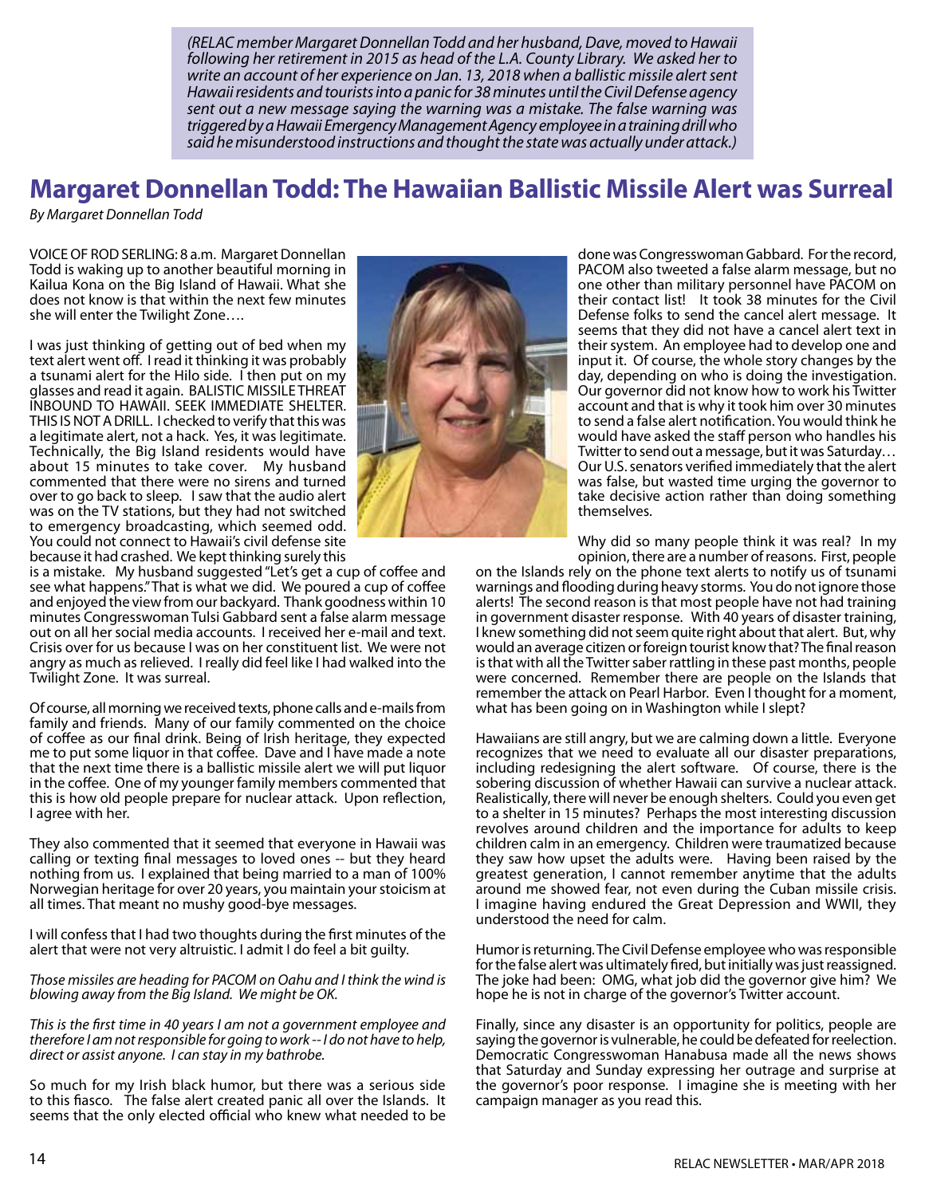*(RELAC member Margaret Donnellan Todd and her husband, Dave, moved to Hawaii following her retirement in 2015 as head of the L.A. County Library. We asked her to write an account of her experience on Jan. 13, 2018 when a ballistic missile alert sent Hawaii residents and tourists into a panic for 38 minutes until the Civil Defense agency sent out a new message saying the warning was a mistake. The false warning was triggered by a Hawaii Emergency Management Agency employee in a training drill who said he misunderstood instructions and thought the state was actually under attack.)*

# Margaret Donnellan Todd: The Hawaiian Ballistic Missile Alert was Surreal

*By Margaret Donnellan Todd*

VOICE OF ROD SERLING: 8 a.m. Margaret Donnellan Todd is waking up to another beautiful morning in Kailua Kona on the Big Island of Hawaii. What she does not know is that within the next few minutes she will enter the Twilight Zone….

I was just thinking of getting out of bed when my text alert went off. I read it thinking it was probably a tsunami alert for the Hilo side. I then put on my glasses and read it again. BALISTIC MISSILE THREAT INBOUND TO HAWAII. SEEK IMMEDIATE SHELTER. THIS IS NOT A DRILL. I checked to verify that this was a legitimate alert, not a hack. Yes, it was legitimate. Technically, the Big Island residents would have about 15 minutes to take cover. My husband commented that there were no sirens and turned over to go back to sleep. I saw that the audio alert was on the TV stations, but they had not switched to emergency broadcasting, which seemed odd. You could not connect to Hawaii's civil defense site because it had crashed. We kept thinking surely this is a mistake. My husband suggested "Let's get a cup of coffee and see what happens." That is what we did. We poured a cup of coffee and enjoyed the view from our backyard. Thank goodness within 10 minutes Congresswoman Tulsi Gabbard sent a false alarm message out on all her social media accounts. I received her e-mail and text. Crisis over for us because I was on her constituent list. We were not angry as much as relieved. I really did feel like I had walked into the Twilight Zone. It was surreal.

Of course, all morning we received texts, phone calls and e-mails from family and friends. Many of our family commented on the choice of coffee as our final drink. Being of Irish heritage, they expected me to put some liquor in that coffee. Dave and I have made a note that the next time there is a ballistic missile alert we will put liquor in the coffee. One of my younger family members commented that this is how old people prepare for nuclear attack. Upon reflection, I agree with her.

They also commented that it seemed that everyone in Hawaii was calling or texting final messages to loved ones -- but they heard nothing from us. I explained that being married to a man of 100% Norwegian heritage for over 20 years, you maintain your stoicism at all times. That meant no mushy good-bye messages.

I will confess that I had two thoughts during the first minutes of the alert that were not very altruistic. I admit I do feel a bit guilty.

*Those missiles are heading for PACOM on Oahu and I think the wind is blowing away from the Big Island. We might be OK.*

*This is the first time in 40 years I am not a government employee and therefore I am not responsible for going to work -- I do not have to help, direct or assist anyone. I can stay in my bathrobe.*

So much for my Irish black humor, but there was a serious side to this fiasco. The false alert created panic all over the Islands. It seems that the only elected official who knew what needed to be done was Congresswoman Gabbard. For the record, PACOM also tweeted a false alarm message, but no one other than military personnel have PACOM on their contact list! It took 38 minutes for the Civil Defense folks to send the cancel alert message. It seems that they did not have a cancel alert text in their system. An employee had to develop one and input it. Of course, the whole story changes by the day, depending on who is doing the investigation. Our governor did not know how to work his Twitter account and that is why it took him over 30 minutes to send a false alert notification. You would think he would have asked the staff person who handles his Twitter to send out a message, but it was Saturday… Our U.S. senators verified immediately that the alert was false, but wasted time urging the governor to take decisive action rather than doing something themselves.

Why did so many people think it was real? In my opinion, there are a number of reasons. First, people on the Islands rely on the phone text alerts to notify us of tsunami warnings and flooding during heavy storms. You do not ignore those alerts! The second reason is that most people have not had training in government disaster response. With 40 years of disaster training, I knew something did not seem quite right about that alert. But, why would an average citizen or foreign tourist know that? The final reason is that with all the Twitter saber rattling in these past months, people were concerned. Remember there are people on the Islands that remember the attack on Pearl Harbor. Even I thought for a moment, what has been going on in Washington while I slept?

Hawaiians are still angry, but we are calming down a little. Everyone recognizes that we need to evaluate all our disaster preparations, including redesigning the alert software. Of course, there is the sobering discussion of whether Hawaii can survive a nuclear attack. Realistically, there will never be enough shelters. Could you even get to a shelter in 15 minutes? Perhaps the most interesting discussion revolves around children and the importance for adults to keep children calm in an emergency. Children were traumatized because they saw how upset the adults were. Having been raised by the greatest generation, I cannot remember anytime that the adults around me showed fear, not even during the Cuban missile crisis. I imagine having endured the Great Depression and WWII, they understood the need for calm.

Humor is returning. The Civil Defense employee who was responsible for the false alert was ultimately fired, but initially was just reassigned. The joke had been: OMG, what job did the governor give him? We hope he is not in charge of the governor's Twitter account.

Finally, since any disaster is an opportunity for politics, people are saying the governor is vulnerable, he could be defeated for reelection. Democratic Congresswoman Hanabusa made all the news shows that Saturday and Sunday expressing her outrage and surprise at the governor's poor response. I imagine she is meeting with her campaign manager as you read this.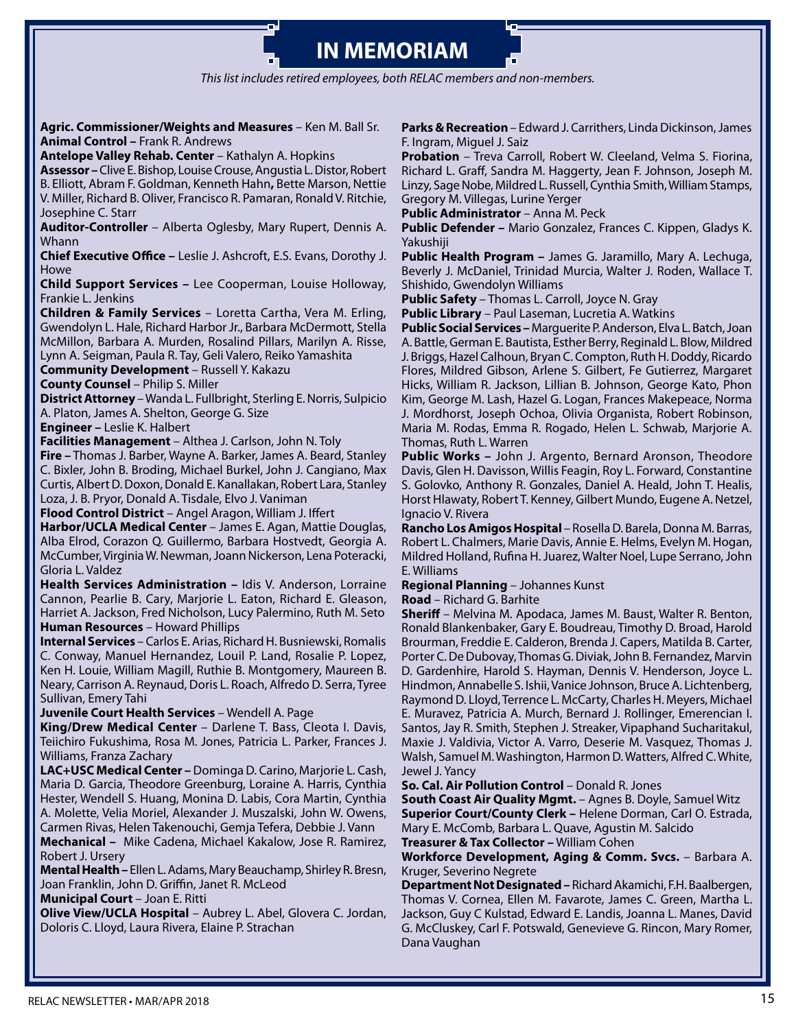# IN MEMORIAM

*This list includes retired employees, both RELAC members and non-members.*

**Agric. Commissioner/Weights and Measures** – Ken M. Ball Sr.
**Animal Control** – Frank R. Andrews
**Antelope Valley Rehab. Center** – Kathalyn A. Hopkins
**Assessor** – Clive E. Bishop, Louise Crouse, Angustia L. Distor, Robert B. Elliott, Abram F. Goldman, Kenneth Hahn, Bette Marson, Nettie V. Miller, Richard B. Oliver, Francisco R. Pamaran, Ronald V. Ritchie, Josephine C. Starr
**Auditor-Controller** – Alberta Oglesby, Mary Rupert, Dennis A. Whann
**Chief Executive Office** – Leslie J. Ashcroft, E.S. Evans, Dorothy J. Howe
**Child Support Services** – Lee Cooperman, Louise Holloway, Frankie L. Jenkins
**Children & Family Services** – Loretta Cartha, Vera M. Erling, Gwendolyn L. Hale, Richard Harbor Jr., Barbara McDermott, Stella McMillon, Barbara A. Murden, Rosalind Pillars, Marilyn A. Risse, Lynn A. Seigman, Paula R. Tay, Geli Valero, Reiko Yamashita
**Community Development** – Russell Y. Kakazu
**County Counsel** – Philip S. Miller
**District Attorney** – Wanda L. Fullbright, Sterling E. Norris, Sulpicio A. Platon, James A. Shelton, George G. Size
**Engineer** – Leslie K. Halbert
**Facilities Management** – Althea J. Carlson, John N. Toly
**Fire** – Thomas J. Barber, Wayne A. Barker, James A. Beard, Stanley C. Bixler, John B. Broding, Michael Burkel, John J. Cangiano, Max Curtis, Albert D. Doxon, Donald E. Kanallakan, Robert Lara, Stanley Loza, J. B. Pryor, Donald A. Tisdale, Elvo J. Vaniman
**Flood Control District** – Angel Aragon, William J. Iffert
**Harbor/UCLA Medical Center** – James E. Agan, Mattie Douglas, Alba Elrod, Corazon Q. Guillermo, Barbara Hostvedt, Georgia A. McCumber, Virginia W. Newman, Joann Nickerson, Lena Poteracki, Gloria L. Valdez
**Health Services Administration** – Idis V. Anderson, Lorraine Cannon, Pearlie B. Cary, Marjorie L. Eaton, Richard E. Gleason, Harriet A. Jackson, Fred Nicholson, Lucy Palermino, Ruth M. Seto
**Human Resources** – Howard Phillips
**Internal Services** – Carlos E. Arias, Richard H. Busniewski, Romalis C. Conway, Manuel Hernandez, Louil P. Land, Rosalie P. Lopez, Ken H. Louie, William Magill, Ruthie B. Montgomery, Maureen B. Neary, Carrison A. Reynaud, Doris L. Roach, Alfredo D. Serra, Tyree Sullivan, Emery Tahi
**Juvenile Court Health Services** – Wendell A. Page
**King/Drew Medical Center** – Darlene T. Bass, Cleota I. Davis, Teiichiro Fukushima, Rosa M. Jones, Patricia L. Parker, Frances J. Williams, Franza Zachary
**LAC+USC Medical Center** – Dominga D. Carino, Marjorie L. Cash, Maria D. Garcia, Theodore Greenburg, Loraine A. Harris, Cynthia Hester, Wendell S. Huang, Monina D. Labis, Cora Martin, Cynthia A. Molette, Velia Moriel, Alexander J. Muszalski, John W. Owens, Carmen Rivas, Helen Takenouchi, Gemja Tefera, Debbie J. Vann
**Mechanical** – Mike Cadena, Michael Kakalow, Jose R. Ramirez, Robert J. Ursery
**Mental Health** – Ellen L. Adams, Mary Beauchamp, Shirley R. Bresn, Joan Franklin, John D. Griffin, Janet R. McLeod
**Municipal Court** – Joan E. Ritti
**Olive View/UCLA Hospital** – Aubrey L. Abel, Glovera C. Jordan, Doloris C. Lloyd, Laura Rivera, Elaine P. Strachan
**Parks & Recreation** – Edward J. Carrithers, Linda Dickinson, James F. Ingram, Miguel J. Saiz
**Probation** – Treva Carroll, Robert W. Cleeland, Velma S. Fiorina, Richard L. Graff, Sandra M. Haggerty, Jean F. Johnson, Joseph M. Linzy, Sage Nobe, Mildred L. Russell, Cynthia Smith, William Stamps, Gregory M. Villegas, Lurine Yerger
**Public Administrator** – Anna M. Peck
**Public Defender** – Mario Gonzalez, Frances C. Kippen, Gladys K. Yakushiji
**Public Health Program** – James G. Jaramillo, Mary A. Lechuga, Beverly J. McDaniel, Trinidad Murcia, Walter J. Roden, Wallace T. Shishido, Gwendolyn Williams
**Public Safety** – Thomas L. Carroll, Joyce N. Gray
**Public Library** – Paul Laseman, Lucretia A. Watkins
**Public Social Services** – Marguerite P. Anderson, Elva L. Batch, Joan A. Battle, German E. Bautista, Esther Berry, Reginald L. Blow, Mildred J. Briggs, Hazel Calhoun, Bryan C. Compton, Ruth H. Doddy, Ricardo Flores, Mildred Gibson, Arlene S. Gilbert, Fe Gutierrez, Margaret Hicks, William R. Jackson, Lillian B. Johnson, George Kato, Phon Kim, George M. Lash, Hazel G. Logan, Frances Makepeace, Norma J. Mordhorst, Joseph Ochoa, Olivia Organista, Robert Robinson, Maria M. Rodas, Emma R. Rogado, Helen L. Schwab, Marjorie A. Thomas, Ruth L. Warren
**Public Works** – John J. Argento, Bernard Aronson, Theodore Davis, Glen H. Davisson, Willis Feagin, Roy L. Forward, Constantine S. Golovko, Anthony R. Gonzales, Daniel A. Heald, John T. Healis, Horst Hlawaty, Robert T. Kenney, Gilbert Mundo, Eugene A. Netzel, Ignacio V. Rivera
**Rancho Los Amigos Hospital** – Rosella D. Barela, Donna M. Barras, Robert L. Chalmers, Marie Davis, Annie E. Helms, Evelyn M. Hogan, Mildred Holland, Rufina H. Juarez, Walter Noel, Lupe Serrano, John E. Williams
**Regional Planning** – Johannes Kunst
**Road** – Richard G. Barhite
**Sheriff** – Melvina M. Apodaca, James M. Baust, Walter R. Benton, Ronald Blankenbaker, Gary E. Boudreau, Timothy D. Broad, Harold Brourman, Freddie E. Calderon, Brenda J. Capers, Matilda B. Carter, Porter C. De Dubovay, Thomas G. Diviak, John B. Fernandez, Marvin D. Gardenhire, Harold S. Hayman, Dennis V. Henderson, Joyce L. Hindmon, Annabelle S. Ishii, Vanice Johnson, Bruce A. Lichtenberg, Raymond D. Lloyd, Terrence L. McCarty, Charles H. Meyers, Michael E. Muravez, Patricia A. Murch, Bernard J. Rollinger, Emerencian I. Santos, Jay R. Smith, Stephen J. Streaker, Vipaphand Sucharitakul, Maxie J. Valdivia, Victor A. Varro, Deserie M. Vasquez, Thomas J. Walsh, Samuel M. Washington, Harmon D. Watters, Alfred C. White, Jewel J. Yancy
**So. Cal. Air Pollution Control** – Donald R. Jones
**South Coast Air Quality Mgmt.** – Agnes B. Doyle, Samuel Witz
**Superior Court/County Clerk** – Helene Dorman, Carl O. Estrada, Mary E. McComb, Barbara L. Quave, Agustin M. Salcido
**Treasurer & Tax Collector** – William Cohen
**Workforce Development, Aging & Comm. Svcs.** – Barbara A. Kruger, Severino Negrete
**Department Not Designated** – Richard Akamichi, F.H. Baalbergen, Thomas V. Cornea, Ellen M. Favarote, James C. Green, Martha L. Jackson, Guy C Kulstad, Edward E. Landis, Joanna L. Manes, David G. McCluskey, Carl F. Potswald, Genevieve G. Rincon, Mary Romer, Dana Vaughan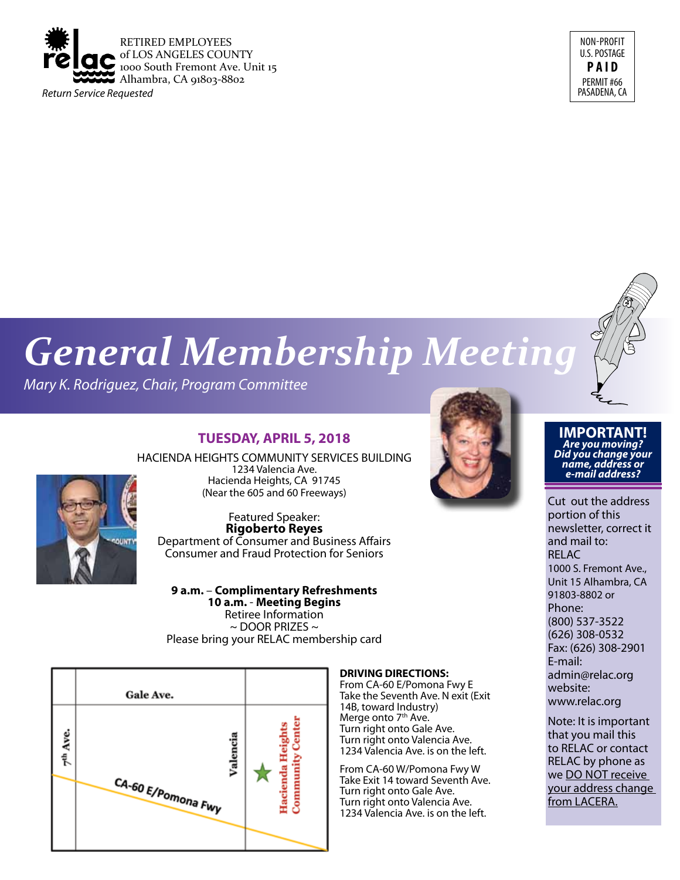RETIRED EMPLOYEES
of LOS ANGELES COUNTY
1000 South Fremont Ave. Unit 15
Alhambra, CA 91803-8802

*Return Service Requested*

NON-PROFIT
U.S. POSTAGE
**PAID**
PERMIT #66
PASADENA, CA

# General Membership Meeting

*Mary K. Rodriguez, Chair, Program Committee*

## TUESDAY, APRIL 5, 2018

HACIENDA HEIGHTS COMMUNITY SERVICES BUILDING
1234 Valencia Ave.
Hacienda Heights, CA 91745
(Near the 605 and 60 Freeways)

Featured Speaker:
**Rigoberto Reyes**
Department of Consumer and Business Affairs
Consumer and Fraud Protection for Seniors

**9 a.m.** – **Complimentary Refreshments**
**10 a.m.** - **Meeting Begins**
Retiree Information
~ DOOR PRIZES ~
Please bring your RELAC membership card

Gale Ave.
7th Ave.
Valencia
Hacienda Heights Community Center
CA-60 E/Pomona Fwy

**DRIVING DIRECTIONS:**

From CA-60 E/Pomona Fwy E
Take the Seventh Ave. N exit (Exit 14B, toward Industry)
Merge onto 7th Ave.
Turn right onto Gale Ave.
Turn right onto Valencia Ave.
1234 Valencia Ave. is on the left.

From CA-60 W/Pomona Fwy W
Take Exit 14 toward Seventh Ave.
Turn right onto Gale Ave.
Turn right onto Valencia Ave.
1234 Valencia Ave. is on the left.

**IMPORTANT!**
***Are you moving? Did you change your name, address or e-mail address?***

Cut out the address portion of this newsletter, correct it and mail to:
RELAC
1000 S. Fremont Ave., Unit 15 Alhambra, CA 91803-8802 or
Phone:
(800) 537-3522
(626) 308-0532
Fax: (626) 308-2901
E-mail:
admin@relac.org
website:
www.relac.org

Note: It is important that you mail this to RELAC or contact RELAC by phone as we DO NOT receive your address change from LACERA.